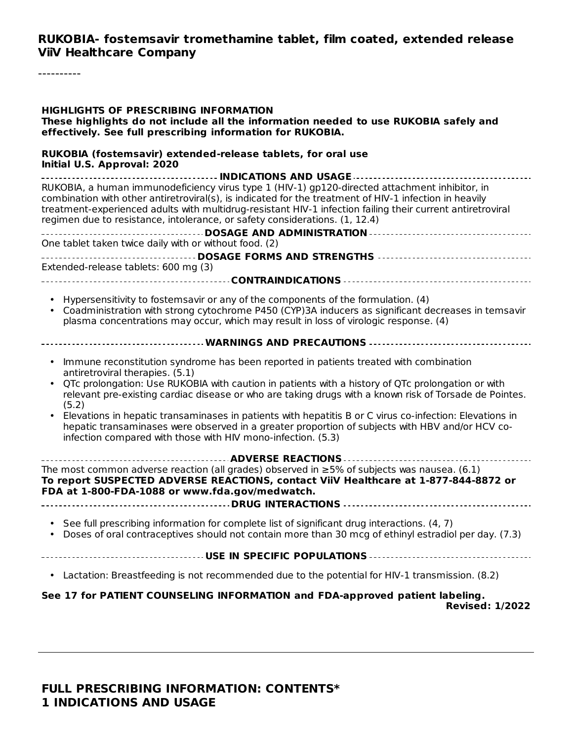**RUKOBIA- fostemsavir tromethamine tablet, film coated, extended release**
**ViiV Healthcare Company**

----------

**HIGHLIGHTS OF PRESCRIBING INFORMATION**
**These highlights do not include all the information needed to use RUKOBIA safely and effectively. See full prescribing information for RUKOBIA.**

**RUKOBIA (fostemsavir) extended-release tablets, for oral use**
**Initial U.S. Approval: 2020**

### INDICATIONS AND USAGE

RUKOBIA, a human immunodeficiency virus type 1 (HIV-1) gp120-directed attachment inhibitor, in combination with other antiretroviral(s), is indicated for the treatment of HIV-1 infection in heavily treatment-experienced adults with multidrug-resistant HIV-1 infection failing their current antiretroviral regimen due to resistance, intolerance, or safety considerations. (1, 12.4)

### DOSAGE AND ADMINISTRATION

One tablet taken twice daily with or without food. (2)

### DOSAGE FORMS AND STRENGTHS

Extended-release tablets: 600 mg (3)

### CONTRAINDICATIONS

- Hypersensitivity to fostemsavir or any of the components of the formulation. (4)
- Coadministration with strong cytochrome P450 (CYP)3A inducers as significant decreases in temsavir plasma concentrations may occur, which may result in loss of virologic response. (4)

### WARNINGS AND PRECAUTIONS

- Immune reconstitution syndrome has been reported in patients treated with combination antiretroviral therapies. (5.1)
- QTc prolongation: Use RUKOBIA with caution in patients with a history of QTc prolongation or with relevant pre-existing cardiac disease or who are taking drugs with a known risk of Torsade de Pointes. (5.2)
- Elevations in hepatic transaminases in patients with hepatitis B or C virus co-infection: Elevations in hepatic transaminases were observed in a greater proportion of subjects with HBV and/or HCV co-infection compared with those with HIV mono-infection. (5.3)

### ADVERSE REACTIONS

The most common adverse reaction (all grades) observed in ≥5% of subjects was nausea. (6.1)
**To report SUSPECTED ADVERSE REACTIONS, contact ViiV Healthcare at 1-877-844-8872 or FDA at 1-800-FDA-1088 or www.fda.gov/medwatch.**

### DRUG INTERACTIONS

- See full prescribing information for complete list of significant drug interactions. (4, 7)
- Doses of oral contraceptives should not contain more than 30 mcg of ethinyl estradiol per day. (7.3)

### USE IN SPECIFIC POPULATIONS

- Lactation: Breastfeeding is not recommended due to the potential for HIV-1 transmission. (8.2)

**See 17 for PATIENT COUNSELING INFORMATION and FDA-approved patient labeling.**
**Revised: 1/2022**

---

## FULL PRESCRIBING INFORMATION: CONTENTS*
## 1 INDICATIONS AND USAGE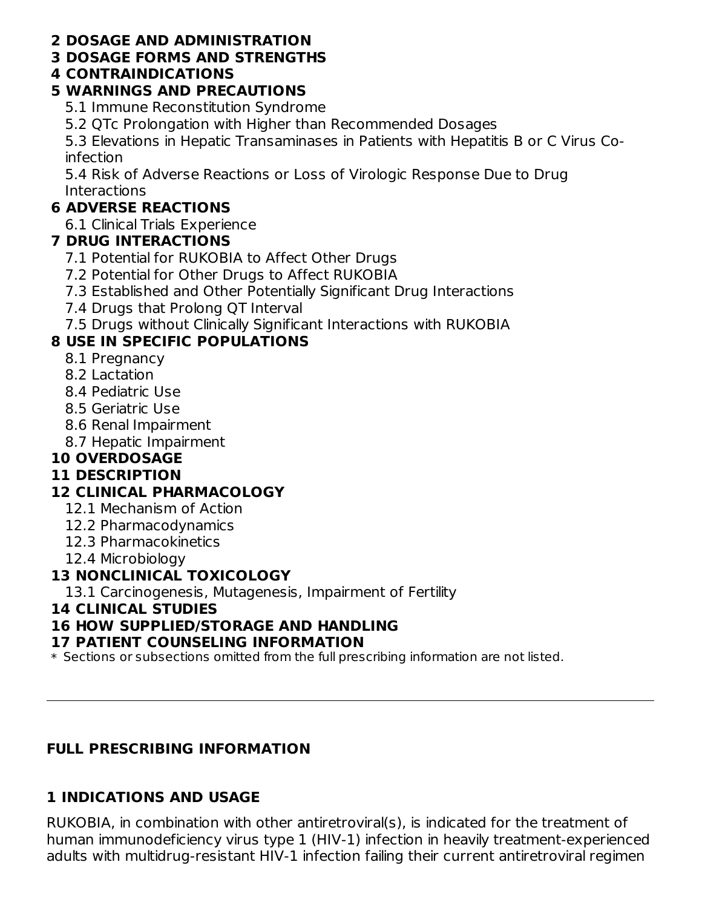**2 DOSAGE AND ADMINISTRATION**

**3 DOSAGE FORMS AND STRENGTHS**

**4 CONTRAINDICATIONS**

**5 WARNINGS AND PRECAUTIONS**

- 5.1 Immune Reconstitution Syndrome
- 5.2 QTc Prolongation with Higher than Recommended Dosages
- 5.3 Elevations in Hepatic Transaminases in Patients with Hepatitis B or C Virus Co-infection
- 5.4 Risk of Adverse Reactions or Loss of Virologic Response Due to Drug Interactions

**6 ADVERSE REACTIONS**

- 6.1 Clinical Trials Experience

**7 DRUG INTERACTIONS**

- 7.1 Potential for RUKOBIA to Affect Other Drugs
- 7.2 Potential for Other Drugs to Affect RUKOBIA
- 7.3 Established and Other Potentially Significant Drug Interactions
- 7.4 Drugs that Prolong QT Interval
- 7.5 Drugs without Clinically Significant Interactions with RUKOBIA

**8 USE IN SPECIFIC POPULATIONS**

- 8.1 Pregnancy
- 8.2 Lactation
- 8.4 Pediatric Use
- 8.5 Geriatric Use
- 8.6 Renal Impairment
- 8.7 Hepatic Impairment

**10 OVERDOSAGE**

**11 DESCRIPTION**

**12 CLINICAL PHARMACOLOGY**

- 12.1 Mechanism of Action
- 12.2 Pharmacodynamics
- 12.3 Pharmacokinetics
- 12.4 Microbiology

**13 NONCLINICAL TOXICOLOGY**

- 13.1 Carcinogenesis, Mutagenesis, Impairment of Fertility

**14 CLINICAL STUDIES**

**16 HOW SUPPLIED/STORAGE AND HANDLING**

**17 PATIENT COUNSELING INFORMATION**

\* Sections or subsections omitted from the full prescribing information are not listed.

---

## FULL PRESCRIBING INFORMATION

## 1 INDICATIONS AND USAGE

RUKOBIA, in combination with other antiretroviral(s), is indicated for the treatment of human immunodeficiency virus type 1 (HIV-1) infection in heavily treatment-experienced adults with multidrug-resistant HIV-1 infection failing their current antiretroviral regimen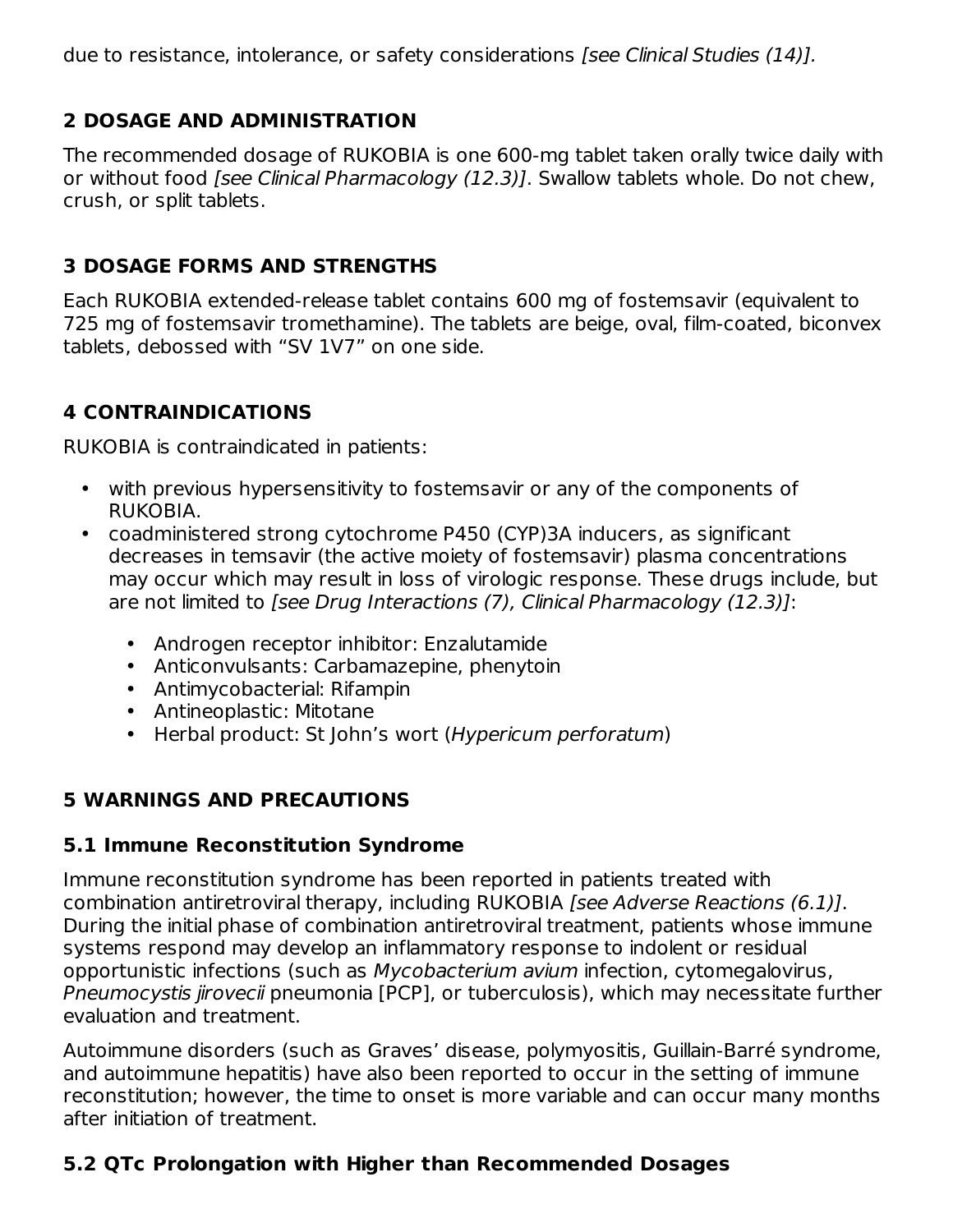due to resistance, intolerance, or safety considerations *[see Clinical Studies (14)].*

## 2 DOSAGE AND ADMINISTRATION

The recommended dosage of RUKOBIA is one 600-mg tablet taken orally twice daily with or without food *[see Clinical Pharmacology (12.3)]*. Swallow tablets whole. Do not chew, crush, or split tablets.

## 3 DOSAGE FORMS AND STRENGTHS

Each RUKOBIA extended-release tablet contains 600 mg of fostemsavir (equivalent to 725 mg of fostemsavir tromethamine). The tablets are beige, oval, film-coated, biconvex tablets, debossed with "SV 1V7" on one side.

## 4 CONTRAINDICATIONS

RUKOBIA is contraindicated in patients:

- with previous hypersensitivity to fostemsavir or any of the components of RUKOBIA.
- coadministered strong cytochrome P450 (CYP)3A inducers, as significant decreases in temsavir (the active moiety of fostemsavir) plasma concentrations may occur which may result in loss of virologic response. These drugs include, but are not limited to *[see Drug Interactions (7), Clinical Pharmacology (12.3)]*:
  - Androgen receptor inhibitor: Enzalutamide
  - Anticonvulsants: Carbamazepine, phenytoin
  - Antimycobacterial: Rifampin
  - Antineoplastic: Mitotane
  - Herbal product: St John's wort (*Hypericum perforatum*)

## 5 WARNINGS AND PRECAUTIONS

### 5.1 Immune Reconstitution Syndrome

Immune reconstitution syndrome has been reported in patients treated with combination antiretroviral therapy, including RUKOBIA *[see Adverse Reactions (6.1)]*. During the initial phase of combination antiretroviral treatment, patients whose immune systems respond may develop an inflammatory response to indolent or residual opportunistic infections (such as *Mycobacterium avium* infection, cytomegalovirus, *Pneumocystis jirovecii* pneumonia [PCP], or tuberculosis), which may necessitate further evaluation and treatment.

Autoimmune disorders (such as Graves' disease, polymyositis, Guillain-Barré syndrome, and autoimmune hepatitis) have also been reported to occur in the setting of immune reconstitution; however, the time to onset is more variable and can occur many months after initiation of treatment.

### 5.2 QTc Prolongation with Higher than Recommended Dosages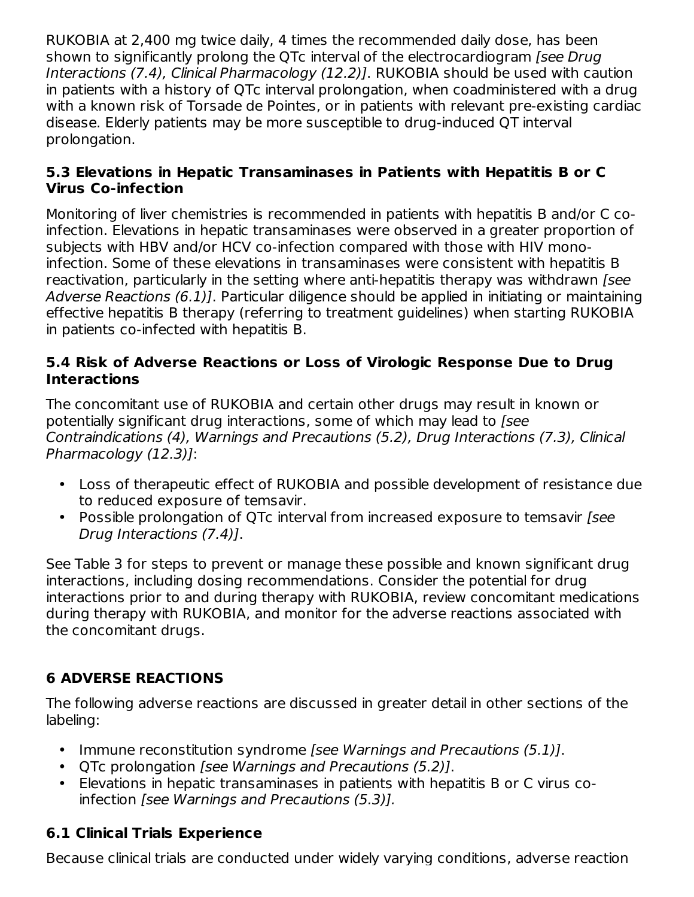RUKOBIA at 2,400 mg twice daily, 4 times the recommended daily dose, has been shown to significantly prolong the QTc interval of the electrocardiogram *[see Drug Interactions (7.4), Clinical Pharmacology (12.2)]*. RUKOBIA should be used with caution in patients with a history of QTc interval prolongation, when coadministered with a drug with a known risk of Torsade de Pointes, or in patients with relevant pre-existing cardiac disease. Elderly patients may be more susceptible to drug-induced QT interval prolongation.

### 5.3 Elevations in Hepatic Transaminases in Patients with Hepatitis B or C Virus Co-infection

Monitoring of liver chemistries is recommended in patients with hepatitis B and/or C co-infection. Elevations in hepatic transaminases were observed in a greater proportion of subjects with HBV and/or HCV co-infection compared with those with HIV mono-infection. Some of these elevations in transaminases were consistent with hepatitis B reactivation, particularly in the setting where anti-hepatitis therapy was withdrawn *[see Adverse Reactions (6.1)]*. Particular diligence should be applied in initiating or maintaining effective hepatitis B therapy (referring to treatment guidelines) when starting RUKOBIA in patients co-infected with hepatitis B.

### 5.4 Risk of Adverse Reactions or Loss of Virologic Response Due to Drug Interactions

The concomitant use of RUKOBIA and certain other drugs may result in known or potentially significant drug interactions, some of which may lead to *[see Contraindications (4), Warnings and Precautions (5.2), Drug Interactions (7.3), Clinical Pharmacology (12.3)]*:

- Loss of therapeutic effect of RUKOBIA and possible development of resistance due to reduced exposure of temsavir.
- Possible prolongation of QTc interval from increased exposure to temsavir *[see Drug Interactions (7.4)]*.

See Table 3 for steps to prevent or manage these possible and known significant drug interactions, including dosing recommendations. Consider the potential for drug interactions prior to and during therapy with RUKOBIA, review concomitant medications during therapy with RUKOBIA, and monitor for the adverse reactions associated with the concomitant drugs.

## 6 ADVERSE REACTIONS

The following adverse reactions are discussed in greater detail in other sections of the labeling:

- Immune reconstitution syndrome *[see Warnings and Precautions (5.1)]*.
- QTc prolongation *[see Warnings and Precautions (5.2)]*.
- Elevations in hepatic transaminases in patients with hepatitis B or C virus co-infection *[see Warnings and Precautions (5.3)].*

### 6.1 Clinical Trials Experience

Because clinical trials are conducted under widely varying conditions, adverse reaction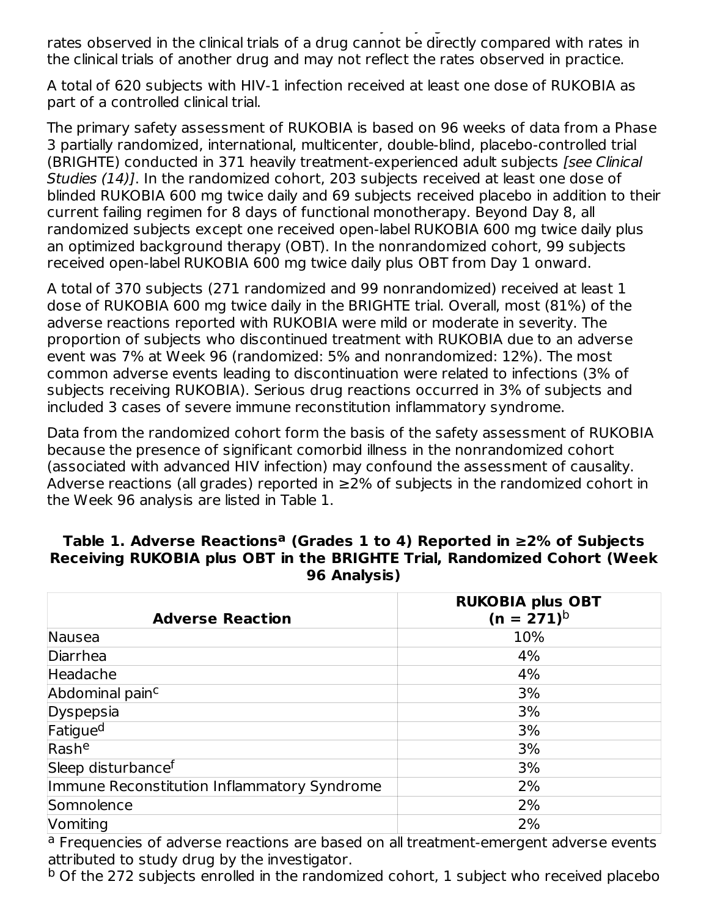rates observed in the clinical trials of a drug cannot be directly compared with rates in the clinical trials of another drug and may not reflect the rates observed in practice.

A total of 620 subjects with HIV-1 infection received at least one dose of RUKOBIA as part of a controlled clinical trial.

The primary safety assessment of RUKOBIA is based on 96 weeks of data from a Phase 3 partially randomized, international, multicenter, double-blind, placebo-controlled trial (BRIGHTE) conducted in 371 heavily treatment-experienced adult subjects *[see Clinical Studies (14)]*. In the randomized cohort, 203 subjects received at least one dose of blinded RUKOBIA 600 mg twice daily and 69 subjects received placebo in addition to their current failing regimen for 8 days of functional monotherapy. Beyond Day 8, all randomized subjects except one received open-label RUKOBIA 600 mg twice daily plus an optimized background therapy (OBT). In the nonrandomized cohort, 99 subjects received open-label RUKOBIA 600 mg twice daily plus OBT from Day 1 onward.

A total of 370 subjects (271 randomized and 99 nonrandomized) received at least 1 dose of RUKOBIA 600 mg twice daily in the BRIGHTE trial. Overall, most (81%) of the adverse reactions reported with RUKOBIA were mild or moderate in severity. The proportion of subjects who discontinued treatment with RUKOBIA due to an adverse event was 7% at Week 96 (randomized: 5% and nonrandomized: 12%). The most common adverse events leading to discontinuation were related to infections (3% of subjects receiving RUKOBIA). Serious drug reactions occurred in 3% of subjects and included 3 cases of severe immune reconstitution inflammatory syndrome.

Data from the randomized cohort form the basis of the safety assessment of RUKOBIA because the presence of significant comorbid illness in the nonrandomized cohort (associated with advanced HIV infection) may confound the assessment of causality. Adverse reactions (all grades) reported in ≥2% of subjects in the randomized cohort in the Week 96 analysis are listed in Table 1.

**Table 1. Adverse Reactions[a] (Grades 1 to 4) Reported in ≥2% of Subjects Receiving RUKOBIA plus OBT in the BRIGHTE Trial, Randomized Cohort (Week 96 Analysis)**

| Adverse Reaction | RUKOBIA plus OBT (n = 271)[b] |
|---|---|
| Nausea | 10% |
| Diarrhea | 4% |
| Headache | 4% |
| Abdominal pain[c] | 3% |
| Dyspepsia | 3% |
| Fatigue[d] | 3% |
| Rash[e] | 3% |
| Sleep disturbance[f] | 3% |
| Immune Reconstitution Inflammatory Syndrome | 2% |
| Somnolence | 2% |
| Vomiting | 2% |

[a] Frequencies of adverse reactions are based on all treatment-emergent adverse events attributed to study drug by the investigator.

[b] Of the 272 subjects enrolled in the randomized cohort, 1 subject who received placebo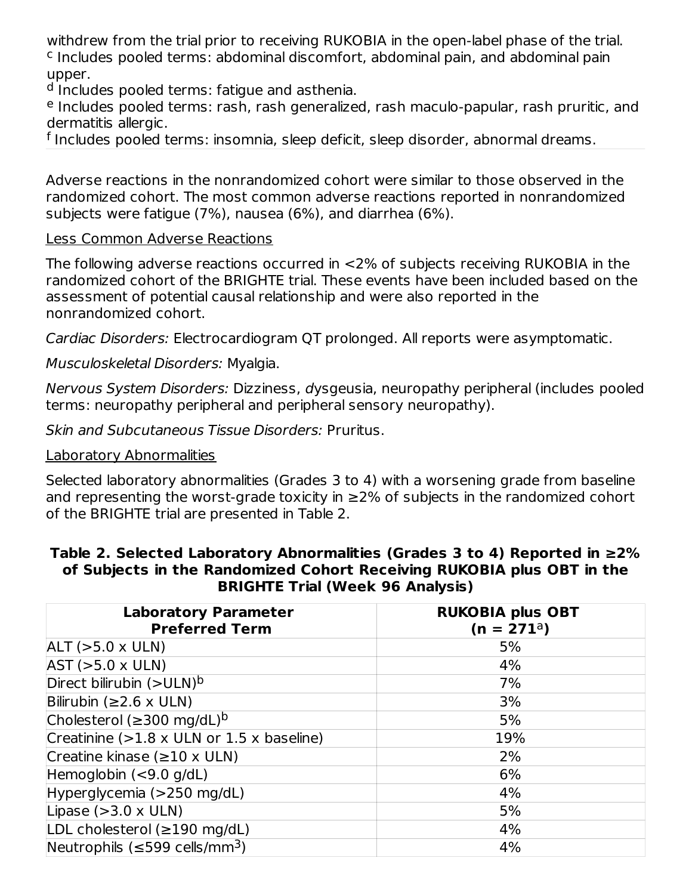withdrew from the trial prior to receiving RUKOBIA in the open-label phase of the trial.
[c] Includes pooled terms: abdominal discomfort, abdominal pain, and abdominal pain upper.
[d] Includes pooled terms: fatigue and asthenia.
[e] Includes pooled terms: rash, rash generalized, rash maculo-papular, rash pruritic, and dermatitis allergic.
[f] Includes pooled terms: insomnia, sleep deficit, sleep disorder, abnormal dreams.

Adverse reactions in the nonrandomized cohort were similar to those observed in the randomized cohort. The most common adverse reactions reported in nonrandomized subjects were fatigue (7%), nausea (6%), and diarrhea (6%).

Less Common Adverse Reactions

The following adverse reactions occurred in <2% of subjects receiving RUKOBIA in the randomized cohort of the BRIGHTE trial. These events have been included based on the assessment of potential causal relationship and were also reported in the nonrandomized cohort.

*Cardiac Disorders:* Electrocardiogram QT prolonged. All reports were asymptomatic.

*Musculoskeletal Disorders:* Myalgia.

*Nervous System Disorders:* Dizziness, dysgeusia, neuropathy peripheral (includes pooled terms: neuropathy peripheral and peripheral sensory neuropathy).

*Skin and Subcutaneous Tissue Disorders:* Pruritus.

Laboratory Abnormalities

Selected laboratory abnormalities (Grades 3 to 4) with a worsening grade from baseline and representing the worst-grade toxicity in ≥2% of subjects in the randomized cohort of the BRIGHTE trial are presented in Table 2.

**Table 2. Selected Laboratory Abnormalities (Grades 3 to 4) Reported in ≥2% of Subjects in the Randomized Cohort Receiving RUKOBIA plus OBT in the BRIGHTE Trial (Week 96 Analysis)**

| Laboratory Parameter Preferred Term | RUKOBIA plus OBT (n = 271[a]) |
|---|---|
| ALT (>5.0 x ULN) | 5% |
| AST (>5.0 x ULN) | 4% |
| Direct bilirubin (>ULN)[b] | 7% |
| Bilirubin (≥2.6 x ULN) | 3% |
| Cholesterol (≥300 mg/dL)[b] | 5% |
| Creatinine (>1.8 x ULN or 1.5 x baseline) | 19% |
| Creatine kinase (≥10 x ULN) | 2% |
| Hemoglobin (<9.0 g/dL) | 6% |
| Hyperglycemia (>250 mg/dL) | 4% |
| Lipase (>3.0 x ULN) | 5% |
| LDL cholesterol (≥190 mg/dL) | 4% |
| Neutrophils (≤599 cells/mm$^3$) | 4% |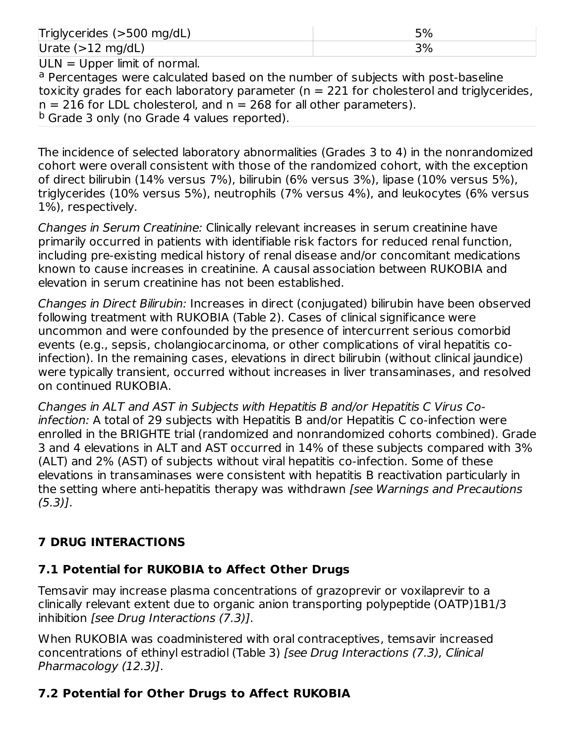| | |
|---|---|
| Triglycerides (>500 mg/dL) | 5% |
| Urate (>12 mg/dL) | 3% |

ULN = Upper limit of normal.

[a] Percentages were calculated based on the number of subjects with post-baseline toxicity grades for each laboratory parameter (n = 221 for cholesterol and triglycerides, n = 216 for LDL cholesterol, and n = 268 for all other parameters).

[b] Grade 3 only (no Grade 4 values reported).

The incidence of selected laboratory abnormalities (Grades 3 to 4) in the nonrandomized cohort were overall consistent with those of the randomized cohort, with the exception of direct bilirubin (14% versus 7%), bilirubin (6% versus 3%), lipase (10% versus 5%), triglycerides (10% versus 5%), neutrophils (7% versus 4%), and leukocytes (6% versus 1%), respectively.

*Changes in Serum Creatinine:* Clinically relevant increases in serum creatinine have primarily occurred in patients with identifiable risk factors for reduced renal function, including pre-existing medical history of renal disease and/or concomitant medications known to cause increases in creatinine. A causal association between RUKOBIA and elevation in serum creatinine has not been established.

*Changes in Direct Bilirubin:* Increases in direct (conjugated) bilirubin have been observed following treatment with RUKOBIA (Table 2). Cases of clinical significance were uncommon and were confounded by the presence of intercurrent serious comorbid events (e.g., sepsis, cholangiocarcinoma, or other complications of viral hepatitis co-infection). In the remaining cases, elevations in direct bilirubin (without clinical jaundice) were typically transient, occurred without increases in liver transaminases, and resolved on continued RUKOBIA.

*Changes in ALT and AST in Subjects with Hepatitis B and/or Hepatitis C Virus Co-infection:* A total of 29 subjects with Hepatitis B and/or Hepatitis C co-infection were enrolled in the BRIGHTE trial (randomized and nonrandomized cohorts combined). Grade 3 and 4 elevations in ALT and AST occurred in 14% of these subjects compared with 3% (ALT) and 2% (AST) of subjects without viral hepatitis co-infection. Some of these elevations in transaminases were consistent with hepatitis B reactivation particularly in the setting where anti-hepatitis therapy was withdrawn *[see Warnings and Precautions (5.3)]*.

## 7 DRUG INTERACTIONS

### 7.1 Potential for RUKOBIA to Affect Other Drugs

Temsavir may increase plasma concentrations of grazoprevir or voxilaprevir to a clinically relevant extent due to organic anion transporting polypeptide (OATP)1B1/3 inhibition *[see Drug Interactions (7.3)]*.

When RUKOBIA was coadministered with oral contraceptives, temsavir increased concentrations of ethinyl estradiol (Table 3) *[see Drug Interactions (7.3), Clinical Pharmacology (12.3)]*.

### 7.2 Potential for Other Drugs to Affect RUKOBIA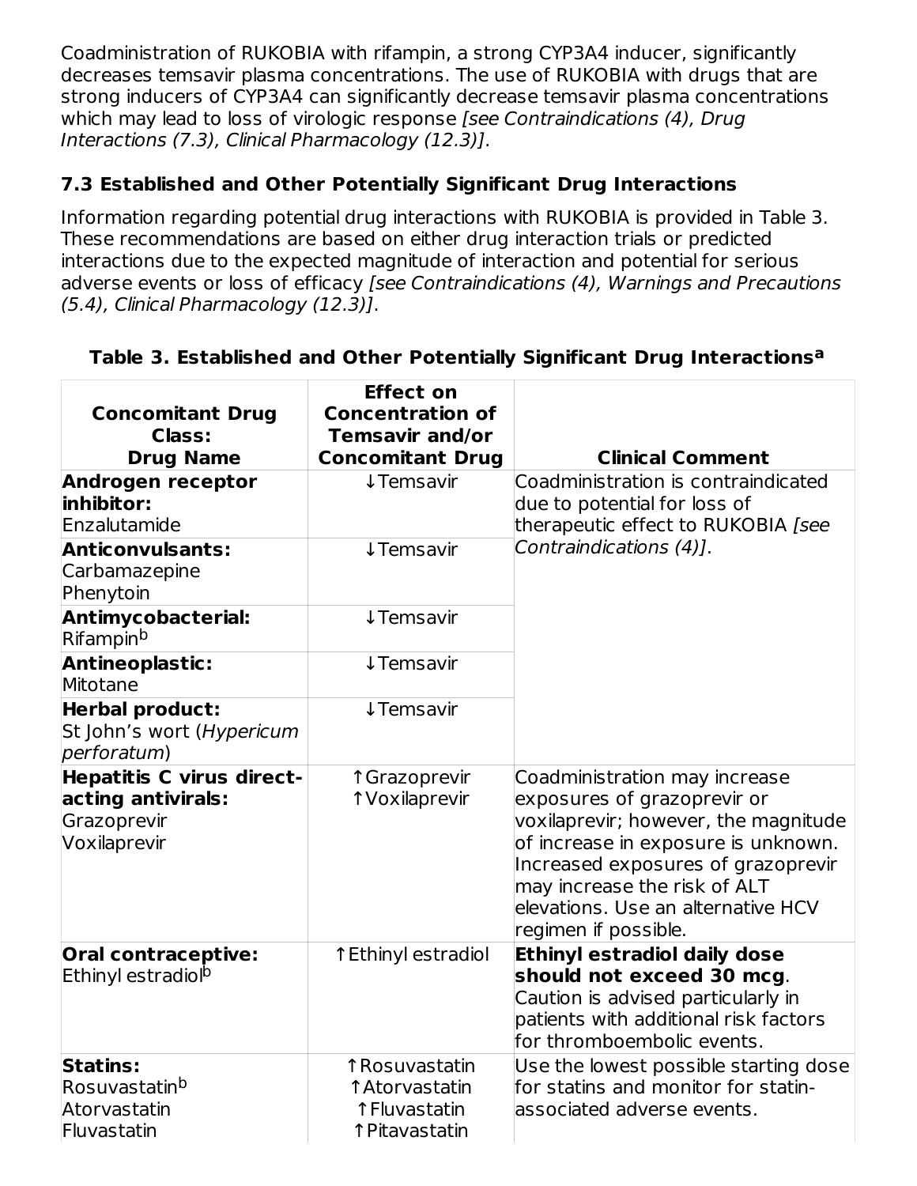Coadministration of RUKOBIA with rifampin, a strong CYP3A4 inducer, significantly decreases temsavir plasma concentrations. The use of RUKOBIA with drugs that are strong inducers of CYP3A4 can significantly decrease temsavir plasma concentrations which may lead to loss of virologic response *[see Contraindications (4), Drug Interactions (7.3), Clinical Pharmacology (12.3)]*.

### 7.3 Established and Other Potentially Significant Drug Interactions

Information regarding potential drug interactions with RUKOBIA is provided in Table 3. These recommendations are based on either drug interaction trials or predicted interactions due to the expected magnitude of interaction and potential for serious adverse events or loss of efficacy *[see Contraindications (4), Warnings and Precautions (5.4), Clinical Pharmacology (12.3)]*.

**Table 3. Established and Other Potentially Significant Drug Interactions[a]**

| Concomitant Drug Class: Drug Name | Effect on Concentration of Temsavir and/or Concomitant Drug | Clinical Comment |
|---|---|---|
| **Androgen receptor inhibitor:** Enzalutamide | ↓Temsavir | Coadministration is contraindicated due to potential for loss of therapeutic effect to RUKOBIA *[see Contraindications (4)]*. |
| **Anticonvulsants:** Carbamazepine Phenytoin | ↓Temsavir | |
| **Antimycobacterial:** Rifampin[b] | ↓Temsavir | |
| **Antineoplastic:** Mitotane | ↓Temsavir | |
| **Herbal product:** St John's wort (*Hypericum perforatum*) | ↓Temsavir | |
| **Hepatitis C virus direct-acting antivirals:** Grazoprevir Voxilaprevir | ↑Grazoprevir ↑Voxilaprevir | Coadministration may increase exposures of grazoprevir or voxilaprevir; however, the magnitude of increase in exposure is unknown. Increased exposures of grazoprevir may increase the risk of ALT elevations. Use an alternative HCV regimen if possible. |
| **Oral contraceptive:** Ethinyl estradiol[b] | ↑Ethinyl estradiol | **Ethinyl estradiol daily dose should not exceed 30 mcg**. Caution is advised particularly in patients with additional risk factors for thromboembolic events. |
| **Statins:** Rosuvastatin[b] Atorvastatin Fluvastatin | ↑Rosuvastatin ↑Atorvastatin ↑Fluvastatin ↑Pitavastatin | Use the lowest possible starting dose for statins and monitor for statin-associated adverse events. |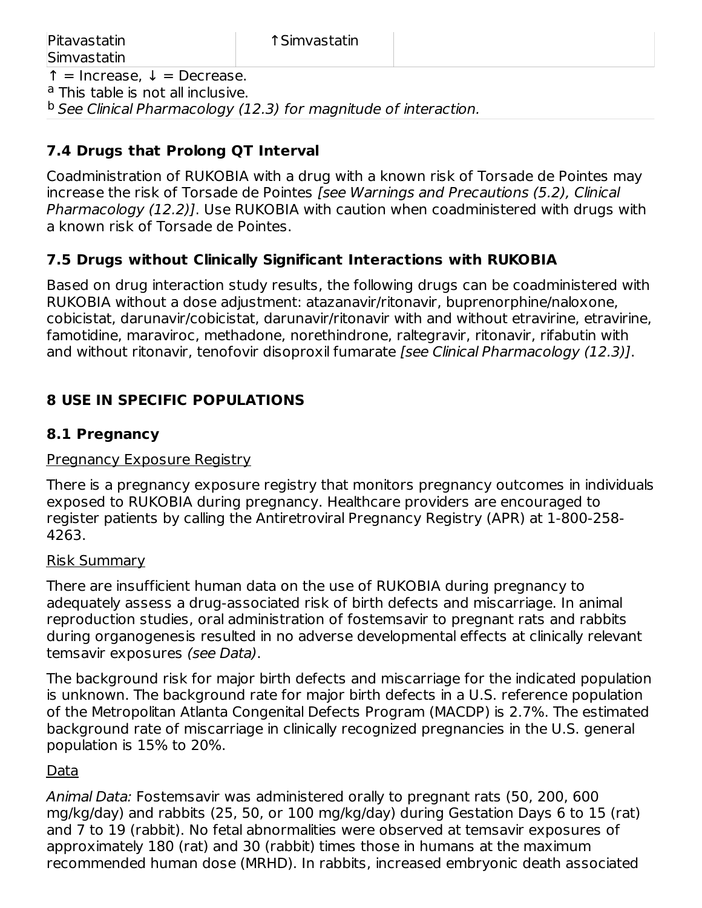| | | |
|---|---|---|
| Pitavastatin<br>Simvastatin | ↑Simvastatin | |

↑ = Increase, ↓ = Decrease.

[a] This table is not all inclusive.

[b] *See Clinical Pharmacology (12.3) for magnitude of interaction.*

### 7.4 Drugs that Prolong QT Interval

Coadministration of RUKOBIA with a drug with a known risk of Torsade de Pointes may increase the risk of Torsade de Pointes *[see Warnings and Precautions (5.2), Clinical Pharmacology (12.2)]*. Use RUKOBIA with caution when coadministered with drugs with a known risk of Torsade de Pointes.

### 7.5 Drugs without Clinically Significant Interactions with RUKOBIA

Based on drug interaction study results, the following drugs can be coadministered with RUKOBIA without a dose adjustment: atazanavir/ritonavir, buprenorphine/naloxone, cobicistat, darunavir/cobicistat, darunavir/ritonavir with and without etravirine, etravirine, famotidine, maraviroc, methadone, norethindrone, raltegravir, ritonavir, rifabutin with and without ritonavir, tenofovir disoproxil fumarate *[see Clinical Pharmacology (12.3)]*.

## 8 USE IN SPECIFIC POPULATIONS

### 8.1 Pregnancy

Pregnancy Exposure Registry

There is a pregnancy exposure registry that monitors pregnancy outcomes in individuals exposed to RUKOBIA during pregnancy. Healthcare providers are encouraged to register patients by calling the Antiretroviral Pregnancy Registry (APR) at 1-800-258-4263.

Risk Summary

There are insufficient human data on the use of RUKOBIA during pregnancy to adequately assess a drug-associated risk of birth defects and miscarriage. In animal reproduction studies, oral administration of fostemsavir to pregnant rats and rabbits during organogenesis resulted in no adverse developmental effects at clinically relevant temsavir exposures *(see Data)*.

The background risk for major birth defects and miscarriage for the indicated population is unknown. The background rate for major birth defects in a U.S. reference population of the Metropolitan Atlanta Congenital Defects Program (MACDP) is 2.7%. The estimated background rate of miscarriage in clinically recognized pregnancies in the U.S. general population is 15% to 20%.

Data

*Animal Data:* Fostemsavir was administered orally to pregnant rats (50, 200, 600 mg/kg/day) and rabbits (25, 50, or 100 mg/kg/day) during Gestation Days 6 to 15 (rat) and 7 to 19 (rabbit). No fetal abnormalities were observed at temsavir exposures of approximately 180 (rat) and 30 (rabbit) times those in humans at the maximum recommended human dose (MRHD). In rabbits, increased embryonic death associated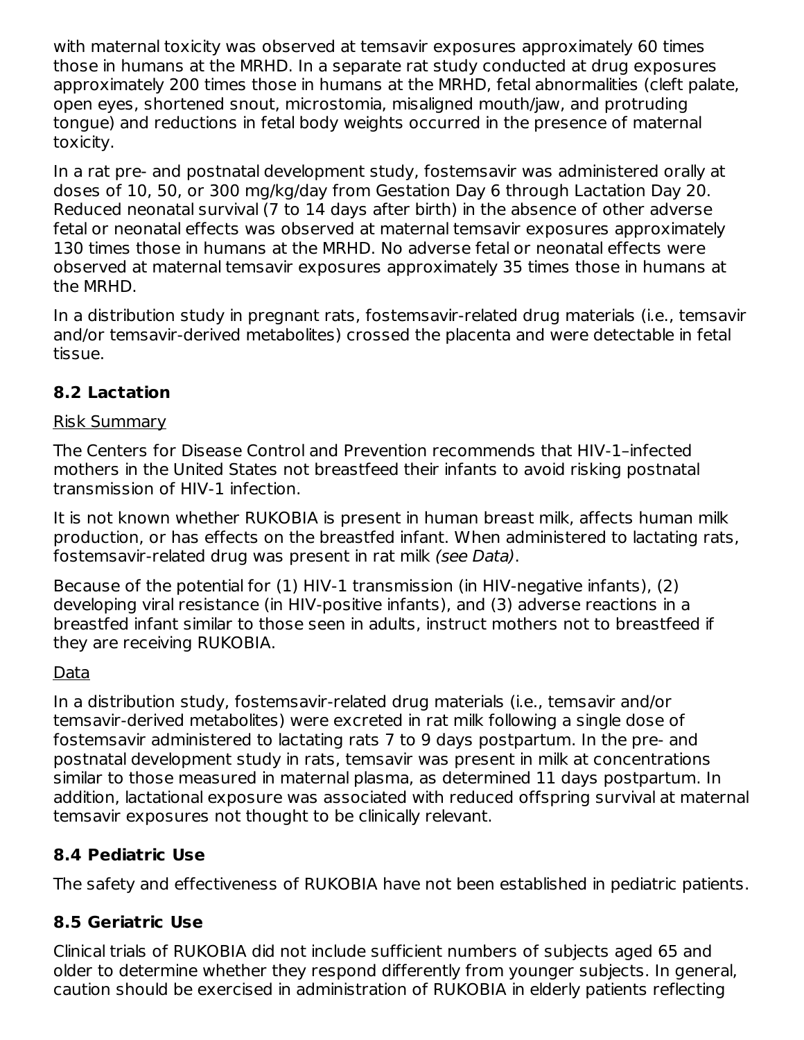with maternal toxicity was observed at temsavir exposures approximately 60 times those in humans at the MRHD. In a separate rat study conducted at drug exposures approximately 200 times those in humans at the MRHD, fetal abnormalities (cleft palate, open eyes, shortened snout, microstomia, misaligned mouth/jaw, and protruding tongue) and reductions in fetal body weights occurred in the presence of maternal toxicity.

In a rat pre- and postnatal development study, fostemsavir was administered orally at doses of 10, 50, or 300 mg/kg/day from Gestation Day 6 through Lactation Day 20. Reduced neonatal survival (7 to 14 days after birth) in the absence of other adverse fetal or neonatal effects was observed at maternal temsavir exposures approximately 130 times those in humans at the MRHD. No adverse fetal or neonatal effects were observed at maternal temsavir exposures approximately 35 times those in humans at the MRHD.

In a distribution study in pregnant rats, fostemsavir-related drug materials (i.e., temsavir and/or temsavir-derived metabolites) crossed the placenta and were detectable in fetal tissue.

## 8.2 Lactation

Risk Summary

The Centers for Disease Control and Prevention recommends that HIV-1–infected mothers in the United States not breastfeed their infants to avoid risking postnatal transmission of HIV-1 infection.

It is not known whether RUKOBIA is present in human breast milk, affects human milk production, or has effects on the breastfed infant. When administered to lactating rats, fostemsavir-related drug was present in rat milk *(see Data)*.

Because of the potential for (1) HIV-1 transmission (in HIV-negative infants), (2) developing viral resistance (in HIV-positive infants), and (3) adverse reactions in a breastfed infant similar to those seen in adults, instruct mothers not to breastfeed if they are receiving RUKOBIA.

Data

In a distribution study, fostemsavir-related drug materials (i.e., temsavir and/or temsavir-derived metabolites) were excreted in rat milk following a single dose of fostemsavir administered to lactating rats 7 to 9 days postpartum. In the pre- and postnatal development study in rats, temsavir was present in milk at concentrations similar to those measured in maternal plasma, as determined 11 days postpartum. In addition, lactational exposure was associated with reduced offspring survival at maternal temsavir exposures not thought to be clinically relevant.

## 8.4 Pediatric Use

The safety and effectiveness of RUKOBIA have not been established in pediatric patients.

## 8.5 Geriatric Use

Clinical trials of RUKOBIA did not include sufficient numbers of subjects aged 65 and older to determine whether they respond differently from younger subjects. In general, caution should be exercised in administration of RUKOBIA in elderly patients reflecting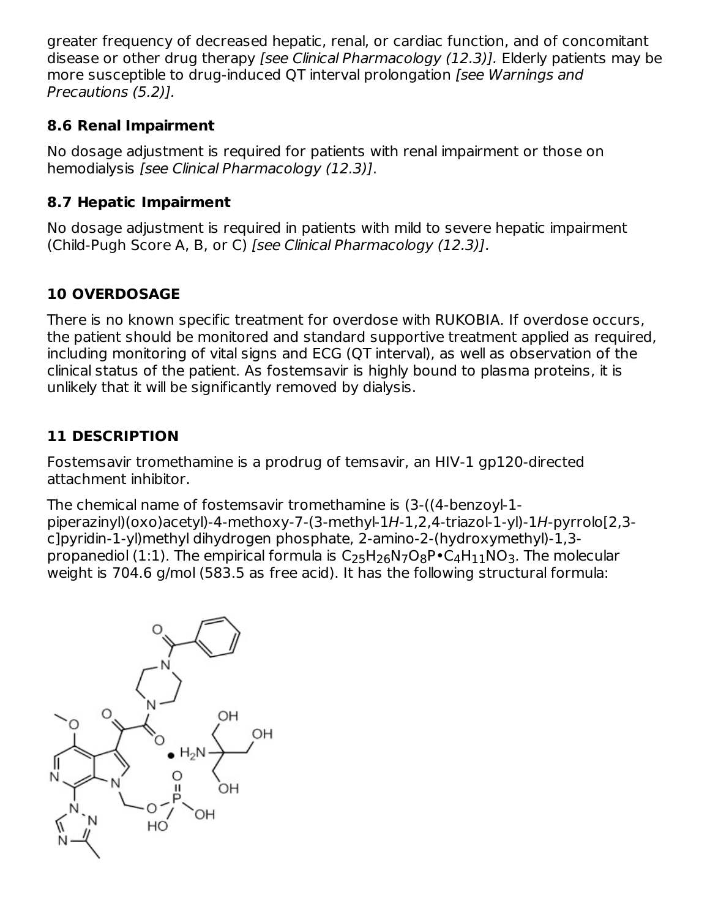greater frequency of decreased hepatic, renal, or cardiac function, and of concomitant disease or other drug therapy *[see Clinical Pharmacology (12.3)]*. Elderly patients may be more susceptible to drug-induced QT interval prolongation *[see Warnings and Precautions (5.2)]*.

### 8.6 Renal Impairment

No dosage adjustment is required for patients with renal impairment or those on hemodialysis *[see Clinical Pharmacology (12.3)]*.

### 8.7 Hepatic Impairment

No dosage adjustment is required in patients with mild to severe hepatic impairment (Child-Pugh Score A, B, or C) *[see Clinical Pharmacology (12.3)]*.

## 10 OVERDOSAGE

There is no known specific treatment for overdose with RUKOBIA. If overdose occurs, the patient should be monitored and standard supportive treatment applied as required, including monitoring of vital signs and ECG (QT interval), as well as observation of the clinical status of the patient. As fostemsavir is highly bound to plasma proteins, it is unlikely that it will be significantly removed by dialysis.

## 11 DESCRIPTION

Fostemsavir tromethamine is a prodrug of temsavir, an HIV-1 gp120-directed attachment inhibitor.

The chemical name of fostemsavir tromethamine is (3-((4-benzoyl-1-piperazinyl)(oxo)acetyl)-4-methoxy-7-(3-methyl-1*H*-1,2,4-triazol-1-yl)-1*H*-pyrrolo[2,3-c]pyridin-1-yl)methyl dihydrogen phosphate, 2-amino-2-(hydroxymethyl)-1,3-propanediol (1:1). The empirical formula is $C_{25}H_{26}N_7O_8P \bullet C_4H_{11}NO_3$. The molecular weight is 704.6 g/mol (583.5 as free acid). It has the following structural formula: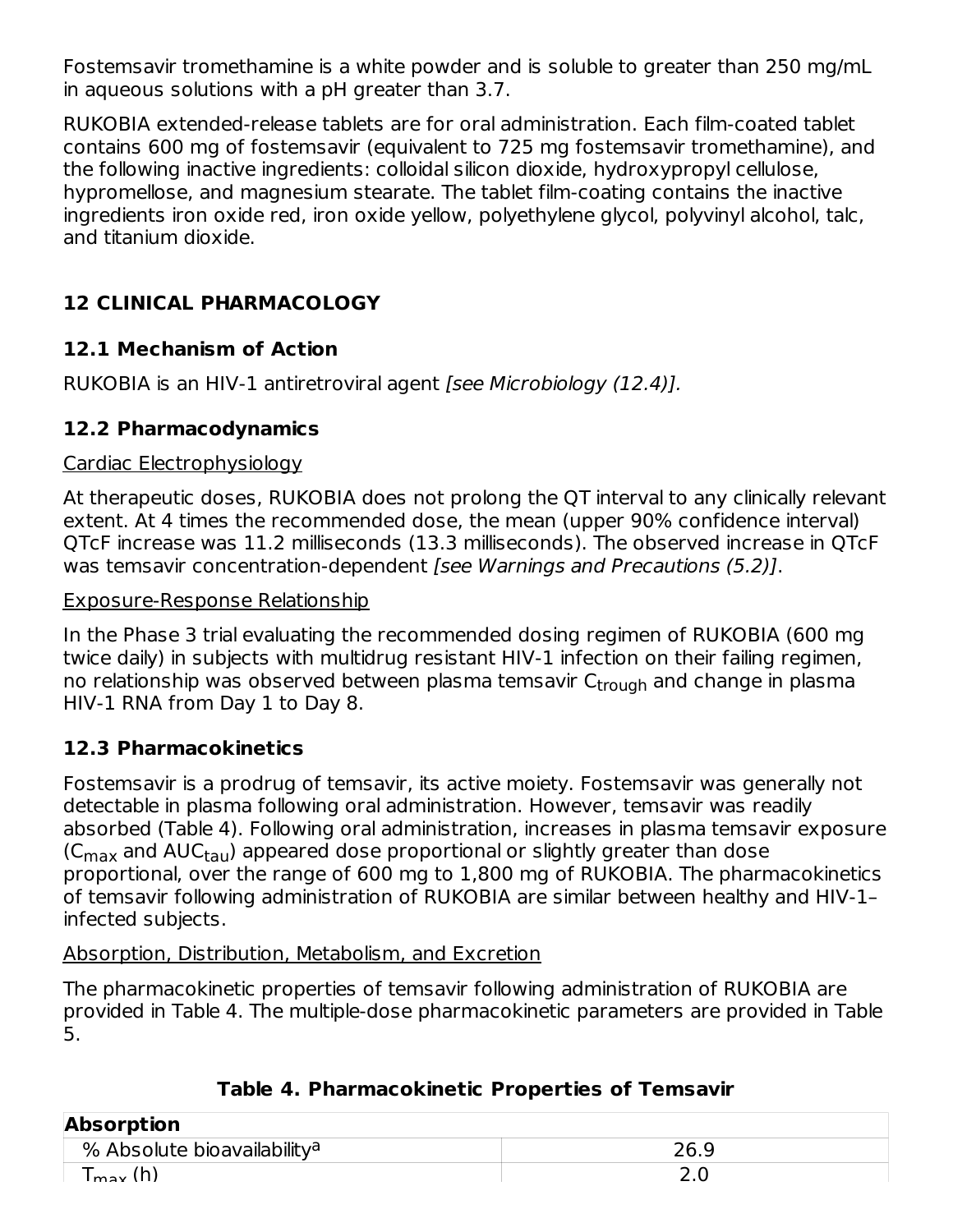Fostemsavir tromethamine is a white powder and is soluble to greater than 250 mg/mL in aqueous solutions with a pH greater than 3.7.

RUKOBIA extended-release tablets are for oral administration. Each film-coated tablet contains 600 mg of fostemsavir (equivalent to 725 mg fostemsavir tromethamine), and the following inactive ingredients: colloidal silicon dioxide, hydroxypropyl cellulose, hypromellose, and magnesium stearate. The tablet film-coating contains the inactive ingredients iron oxide red, iron oxide yellow, polyethylene glycol, polyvinyl alcohol, talc, and titanium dioxide.

## 12 CLINICAL PHARMACOLOGY

### 12.1 Mechanism of Action

RUKOBIA is an HIV-1 antiretroviral agent *[see Microbiology (12.4)].*

### 12.2 Pharmacodynamics

Cardiac Electrophysiology

At therapeutic doses, RUKOBIA does not prolong the QT interval to any clinically relevant extent. At 4 times the recommended dose, the mean (upper 90% confidence interval) QTcF increase was 11.2 milliseconds (13.3 milliseconds). The observed increase in QTcF was temsavir concentration-dependent *[see Warnings and Precautions (5.2)]*.

Exposure-Response Relationship

In the Phase 3 trial evaluating the recommended dosing regimen of RUKOBIA (600 mg twice daily) in subjects with multidrug resistant HIV-1 infection on their failing regimen, no relationship was observed between plasma temsavir $C_{trough}$ and change in plasma HIV-1 RNA from Day 1 to Day 8.

### 12.3 Pharmacokinetics

Fostemsavir is a prodrug of temsavir, its active moiety. Fostemsavir was generally not detectable in plasma following oral administration. However, temsavir was readily absorbed (Table 4). Following oral administration, increases in plasma temsavir exposure ($C_{max}$ and $AUC_{tau}$) appeared dose proportional or slightly greater than dose proportional, over the range of 600 mg to 1,800 mg of RUKOBIA. The pharmacokinetics of temsavir following administration of RUKOBIA are similar between healthy and HIV-1–infected subjects.

Absorption, Distribution, Metabolism, and Excretion

The pharmacokinetic properties of temsavir following administration of RUKOBIA are provided in Table 4. The multiple-dose pharmacokinetic parameters are provided in Table 5.

**Table 4. Pharmacokinetic Properties of Temsavir**

| **Absorption** | |
|---|---|
| % Absolute bioavailability[a] | 26.9 |
| $T_{max}$ (h) | 2.0 |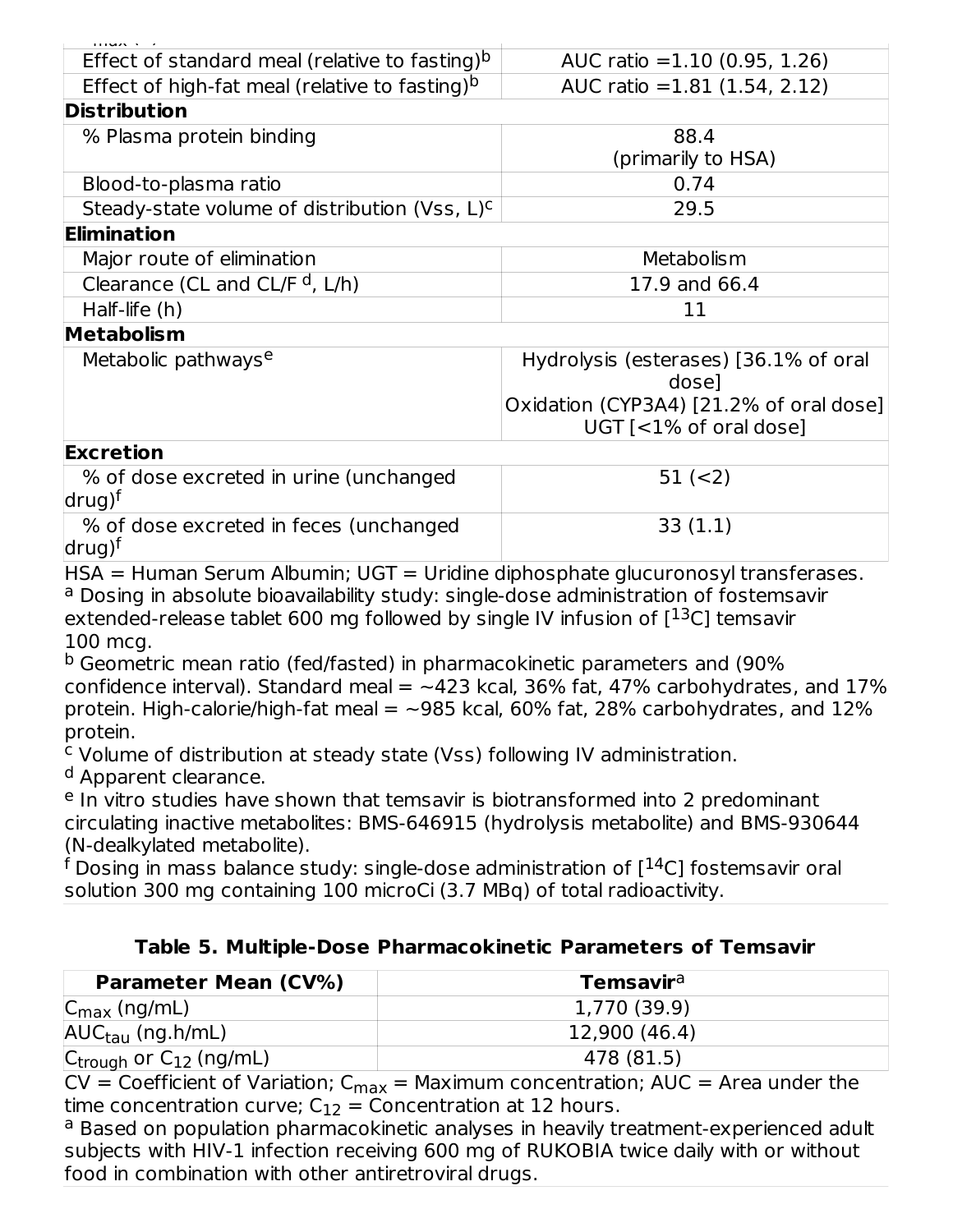| | |
|---|---|
| Effect of standard meal (relative to fasting)[b] | AUC ratio =1.10 (0.95, 1.26) |
| Effect of high-fat meal (relative to fasting)[b] | AUC ratio =1.81 (1.54, 2.12) |
| **Distribution** | |
| % Plasma protein binding | 88.4 (primarily to HSA) |
| Blood-to-plasma ratio | 0.74 |
| Steady-state volume of distribution (Vss, L)[c] | 29.5 |
| **Elimination** | |
| Major route of elimination | Metabolism |
| Clearance (CL and CL/F [d], L/h) | 17.9 and 66.4 |
| Half-life (h) | 11 |
| **Metabolism** | |
| Metabolic pathways[e] | Hydrolysis (esterases) [36.1% of oral dose] Oxidation (CYP3A4) [21.2% of oral dose] UGT [<1% of oral dose] |
| **Excretion** | |
| % of dose excreted in urine (unchanged drug)[f] | 51 (<2) |
| % of dose excreted in feces (unchanged drug)[f] | 33 (1.1) |

HSA = Human Serum Albumin; UGT = Uridine diphosphate glucuronosyl transferases.
[a] Dosing in absolute bioavailability study: single-dose administration of fostemsavir extended-release tablet 600 mg followed by single IV infusion of [$^{13}$C] temsavir 100 mcg.
[b] Geometric mean ratio (fed/fasted) in pharmacokinetic parameters and (90% confidence interval). Standard meal = ~423 kcal, 36% fat, 47% carbohydrates, and 17% protein. High-calorie/high-fat meal = ~985 kcal, 60% fat, 28% carbohydrates, and 12% protein.
[c] Volume of distribution at steady state (Vss) following IV administration.
[d] Apparent clearance.
[e] In vitro studies have shown that temsavir is biotransformed into 2 predominant circulating inactive metabolites: BMS-646915 (hydrolysis metabolite) and BMS-930644 (N-dealkylated metabolite).
[f] Dosing in mass balance study: single-dose administration of [$^{14}$C] fostemsavir oral solution 300 mg containing 100 microCi (3.7 MBq) of total radioactivity.

**Table 5. Multiple-Dose Pharmacokinetic Parameters of Temsavir**

| Parameter Mean (CV%) | Temsavir[a] |
|---|---|
| $C_{max}$ (ng/mL) | 1,770 (39.9) |
| $AUC_{tau}$ (ng.h/mL) | 12,900 (46.4) |
| $C_{trough}$ or $C_{12}$ (ng/mL) | 478 (81.5) |

CV = Coefficient of Variation; $C_{max}$ = Maximum concentration; AUC = Area under the time concentration curve; $C_{12}$ = Concentration at 12 hours.
[a] Based on population pharmacokinetic analyses in heavily treatment-experienced adult subjects with HIV-1 infection receiving 600 mg of RUKOBIA twice daily with or without food in combination with other antiretroviral drugs.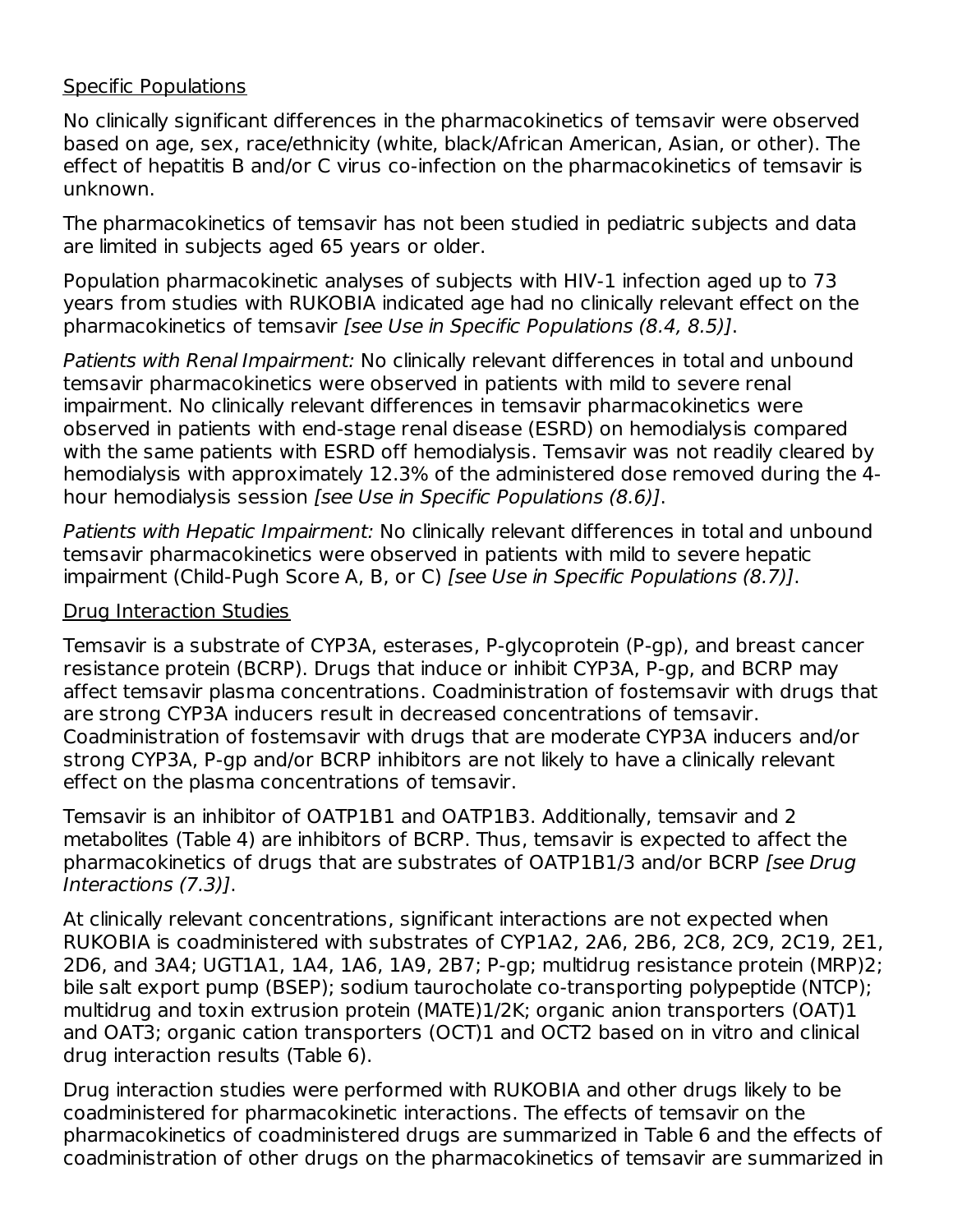Specific Populations

No clinically significant differences in the pharmacokinetics of temsavir were observed based on age, sex, race/ethnicity (white, black/African American, Asian, or other). The effect of hepatitis B and/or C virus co-infection on the pharmacokinetics of temsavir is unknown.

The pharmacokinetics of temsavir has not been studied in pediatric subjects and data are limited in subjects aged 65 years or older.

Population pharmacokinetic analyses of subjects with HIV-1 infection aged up to 73 years from studies with RUKOBIA indicated age had no clinically relevant effect on the pharmacokinetics of temsavir *[see Use in Specific Populations (8.4, 8.5)]*.

*Patients with Renal Impairment:* No clinically relevant differences in total and unbound temsavir pharmacokinetics were observed in patients with mild to severe renal impairment. No clinically relevant differences in temsavir pharmacokinetics were observed in patients with end-stage renal disease (ESRD) on hemodialysis compared with the same patients with ESRD off hemodialysis. Temsavir was not readily cleared by hemodialysis with approximately 12.3% of the administered dose removed during the 4-hour hemodialysis session *[see Use in Specific Populations (8.6)]*.

*Patients with Hepatic Impairment:* No clinically relevant differences in total and unbound temsavir pharmacokinetics were observed in patients with mild to severe hepatic impairment (Child-Pugh Score A, B, or C) *[see Use in Specific Populations (8.7)]*.

Drug Interaction Studies

Temsavir is a substrate of CYP3A, esterases, P-glycoprotein (P-gp), and breast cancer resistance protein (BCRP). Drugs that induce or inhibit CYP3A, P-gp, and BCRP may affect temsavir plasma concentrations. Coadministration of fostemsavir with drugs that are strong CYP3A inducers result in decreased concentrations of temsavir. Coadministration of fostemsavir with drugs that are moderate CYP3A inducers and/or strong CYP3A, P-gp and/or BCRP inhibitors are not likely to have a clinically relevant effect on the plasma concentrations of temsavir.

Temsavir is an inhibitor of OATP1B1 and OATP1B3. Additionally, temsavir and 2 metabolites (Table 4) are inhibitors of BCRP. Thus, temsavir is expected to affect the pharmacokinetics of drugs that are substrates of OATP1B1/3 and/or BCRP *[see Drug Interactions (7.3)]*.

At clinically relevant concentrations, significant interactions are not expected when RUKOBIA is coadministered with substrates of CYP1A2, 2A6, 2B6, 2C8, 2C9, 2C19, 2E1, 2D6, and 3A4; UGT1A1, 1A4, 1A6, 1A9, 2B7; P-gp; multidrug resistance protein (MRP)2; bile salt export pump (BSEP); sodium taurocholate co-transporting polypeptide (NTCP); multidrug and toxin extrusion protein (MATE)1/2K; organic anion transporters (OAT)1 and OAT3; organic cation transporters (OCT)1 and OCT2 based on in vitro and clinical drug interaction results (Table 6).

Drug interaction studies were performed with RUKOBIA and other drugs likely to be coadministered for pharmacokinetic interactions. The effects of temsavir on the pharmacokinetics of coadministered drugs are summarized in Table 6 and the effects of coadministration of other drugs on the pharmacokinetics of temsavir are summarized in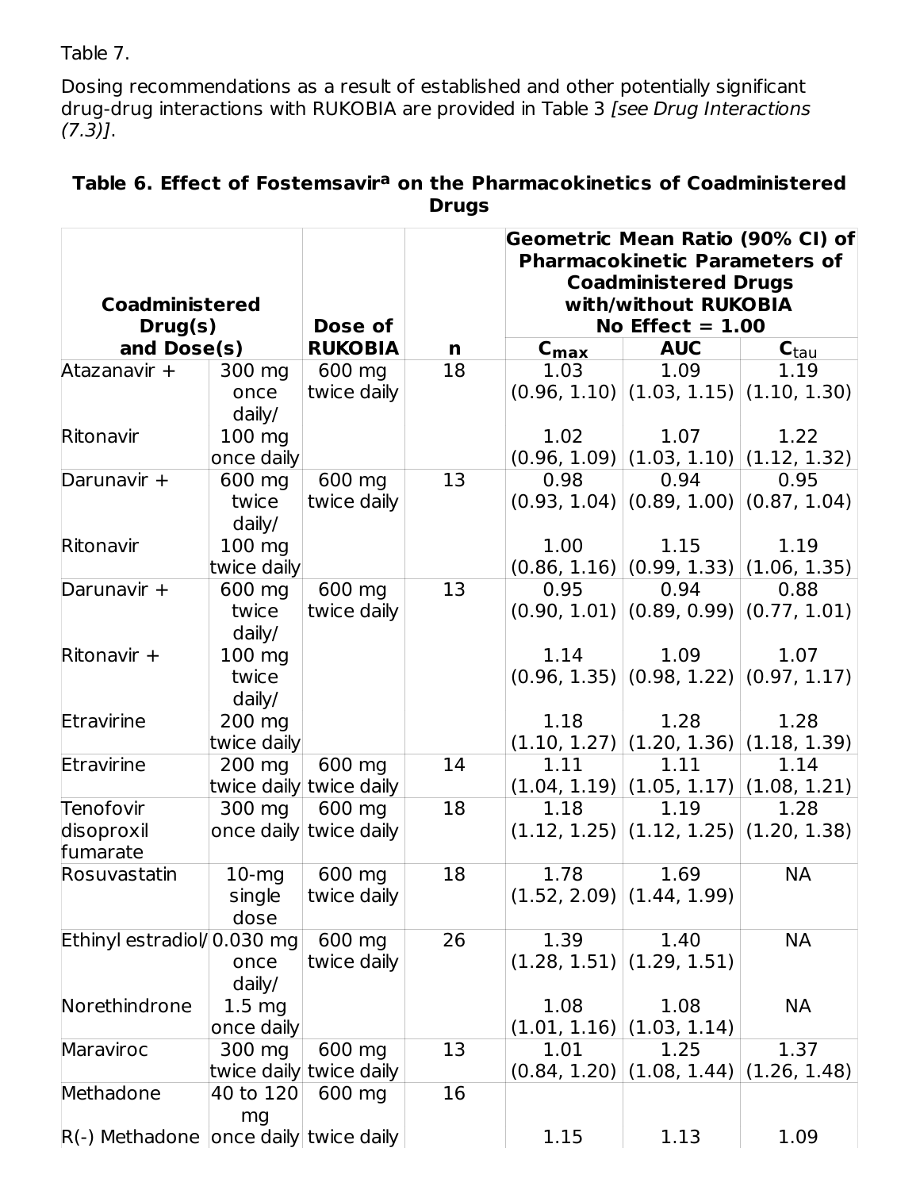Table 7.

Dosing recommendations as a result of established and other potentially significant drug-drug interactions with RUKOBIA are provided in Table 3 *[see Drug Interactions (7.3)]*.

**Table 6. Effect of Fostemsavir[a] on the Pharmacokinetics of Coadministered Drugs**

| Coadministered Drug(s) and Dose(s) | | Dose of RUKOBIA | n | Geometric Mean Ratio (90% CI) of Pharmacokinetic Parameters of Coadministered Drugs with/without RUKOBIA No Effect = 1.00 | | |
|---|---|---|---|---|---|---|
| | | | | $C_{max}$ | AUC | $C_{tau}$ |
| Atazanavir + | 300 mg once daily/ | 600 mg twice daily | 18 | 1.03 (0.96, 1.10) | 1.09 (1.03, 1.15) | 1.19 (1.10, 1.30) |
| Ritonavir | 100 mg once daily | | | 1.02 (0.96, 1.09) | 1.07 (1.03, 1.10) | 1.22 (1.12, 1.32) |
| Darunavir + | 600 mg twice daily/ | 600 mg twice daily | 13 | 0.98 (0.93, 1.04) | 0.94 (0.89, 1.00) | 0.95 (0.87, 1.04) |
| Ritonavir | 100 mg twice daily | | | 1.00 (0.86, 1.16) | 1.15 (0.99, 1.33) | 1.19 (1.06, 1.35) |
| Darunavir + | 600 mg twice daily/ | 600 mg twice daily | 13 | 0.95 (0.90, 1.01) | 0.94 (0.89, 0.99) | 0.88 (0.77, 1.01) |
| Ritonavir + | 100 mg twice daily/ | | | 1.14 (0.96, 1.35) | 1.09 (0.98, 1.22) | 1.07 (0.97, 1.17) |
| Etravirine | 200 mg twice daily | | | 1.18 (1.10, 1.27) | 1.28 (1.20, 1.36) | 1.28 (1.18, 1.39) |
| Etravirine | 200 mg twice daily | 600 mg twice daily | 14 | 1.11 (1.04, 1.19) | 1.11 (1.05, 1.17) | 1.14 (1.08, 1.21) |
| Tenofovir disoproxil fumarate | 300 mg once daily | 600 mg twice daily | 18 | 1.18 (1.12, 1.25) | 1.19 (1.12, 1.25) | 1.28 (1.20, 1.38) |
| Rosuvastatin | 10-mg single dose | 600 mg twice daily | 18 | 1.78 (1.52, 2.09) | 1.69 (1.44, 1.99) | NA |
| Ethinyl estradiol/ | 0.030 mg once daily/ | 600 mg twice daily | 26 | 1.39 (1.28, 1.51) | 1.40 (1.29, 1.51) | NA |
| Norethindrone | 1.5 mg once daily | | | 1.08 (1.01, 1.16) | 1.08 (1.03, 1.14) | NA |
| Maraviroc | 300 mg twice daily | 600 mg twice daily | 13 | 1.01 (0.84, 1.20) | 1.25 (1.08, 1.44) | 1.37 (1.26, 1.48) |
| Methadone | 40 to 120 mg | 600 mg | 16 | | | |
| R(-) Methadone | once daily | twice daily | | 1.15 | 1.13 | 1.09 |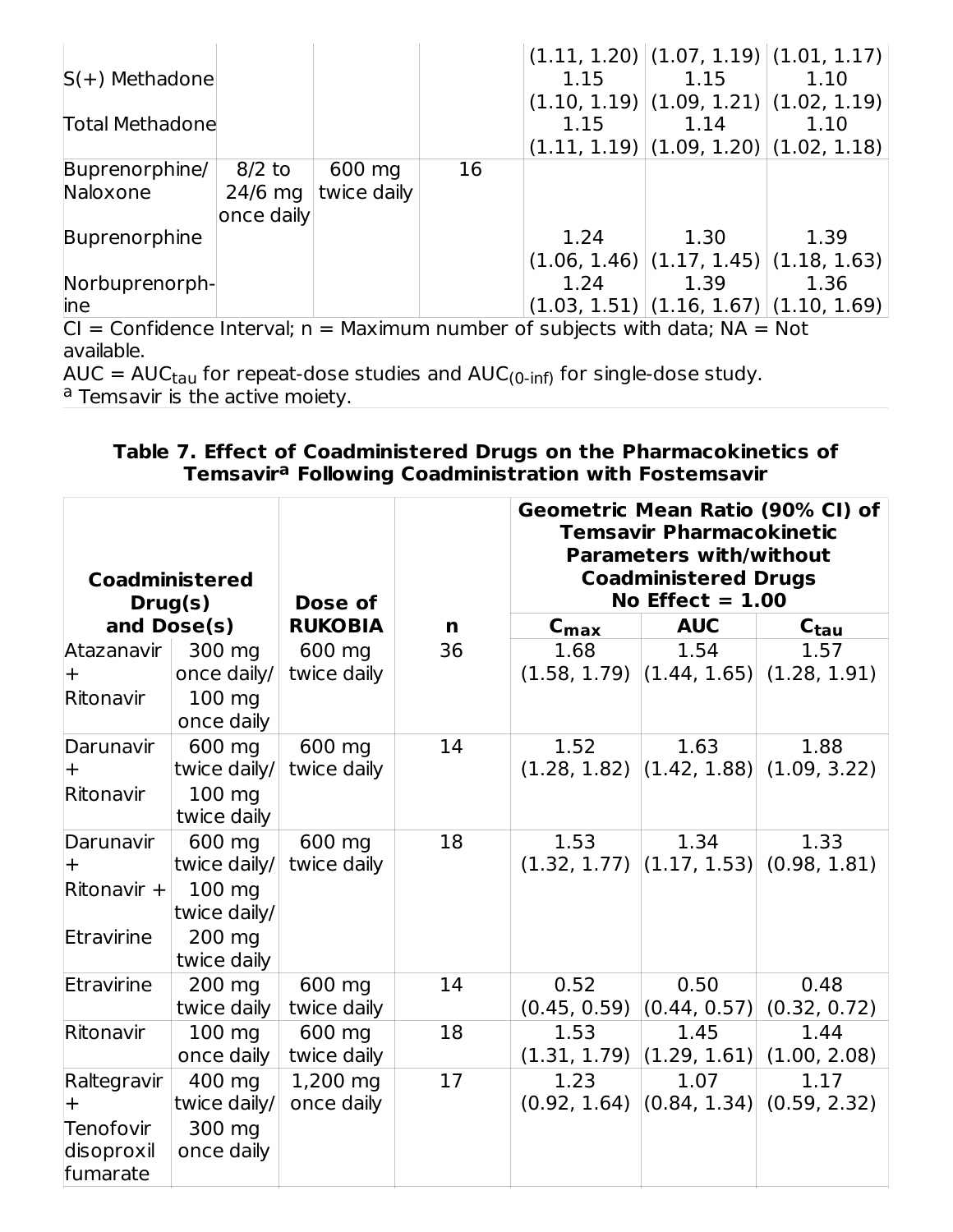| | | | | | | |
|---|---|---|---|---|---|---|
| | | | | (1.11, 1.20) | (1.07, 1.19) | (1.01, 1.17) |
| S(+) Methadone | | | | 1.15 (1.10, 1.19) | 1.15 (1.09, 1.21) | 1.10 (1.02, 1.19) |
| Total Methadone | | | | 1.15 (1.11, 1.19) | 1.14 (1.09, 1.20) | 1.10 (1.02, 1.18) |
| Buprenorphine/ Naloxone | 8/2 to 24/6 mg once daily | 600 mg twice daily | 16 | | | |
| Buprenorphine | | | | 1.24 (1.06, 1.46) | 1.30 (1.17, 1.45) | 1.39 (1.18, 1.63) |
| Norbuprenorphine | | | | 1.24 (1.03, 1.51) | 1.39 (1.16, 1.67) | 1.36 (1.10, 1.69) |

CI = Confidence Interval; n = Maximum number of subjects with data; NA = Not available.

AUC = $AUC_{tau}$ for repeat-dose studies and $AUC_{(0\text{-inf})}$ for single-dose study.

[a] Temsavir is the active moiety.

**Table 7. Effect of Coadministered Drugs on the Pharmacokinetics of Temsavir[a] Following Coadministration with Fostemsavir**

| Coadministered Drug(s) and Dose(s) | | Dose of RUKOBIA | n | Geometric Mean Ratio (90% CI) of Temsavir Pharmacokinetic Parameters with/without Coadministered Drugs No Effect = 1.00 | | |
|---|---|---|---|---|---|---|
| | | | | $C_{max}$ | AUC | $C_{tau}$ |
| Atazanavir + Ritonavir | 300 mg once daily/ 100 mg once daily | 600 mg twice daily | 36 | 1.68 (1.58, 1.79) | 1.54 (1.44, 1.65) | 1.57 (1.28, 1.91) |
| Darunavir + Ritonavir | 600 mg twice daily/ 100 mg twice daily | 600 mg twice daily | 14 | 1.52 (1.28, 1.82) | 1.63 (1.42, 1.88) | 1.88 (1.09, 3.22) |
| Darunavir + Ritonavir + Etravirine | 600 mg twice daily/ 100 mg twice daily/ 200 mg twice daily | 600 mg twice daily | 18 | 1.53 (1.32, 1.77) | 1.34 (1.17, 1.53) | 1.33 (0.98, 1.81) |
| Etravirine | 200 mg twice daily | 600 mg twice daily | 14 | 0.52 (0.45, 0.59) | 0.50 (0.44, 0.57) | 0.48 (0.32, 0.72) |
| Ritonavir | 100 mg once daily | 600 mg twice daily | 18 | 1.53 (1.31, 1.79) | 1.45 (1.29, 1.61) | 1.44 (1.00, 2.08) |
| Raltegravir + Tenofovir disoproxil fumarate | 400 mg twice daily/ 300 mg once daily | 1,200 mg once daily | 17 | 1.23 (0.92, 1.64) | 1.07 (0.84, 1.34) | 1.17 (0.59, 2.32) |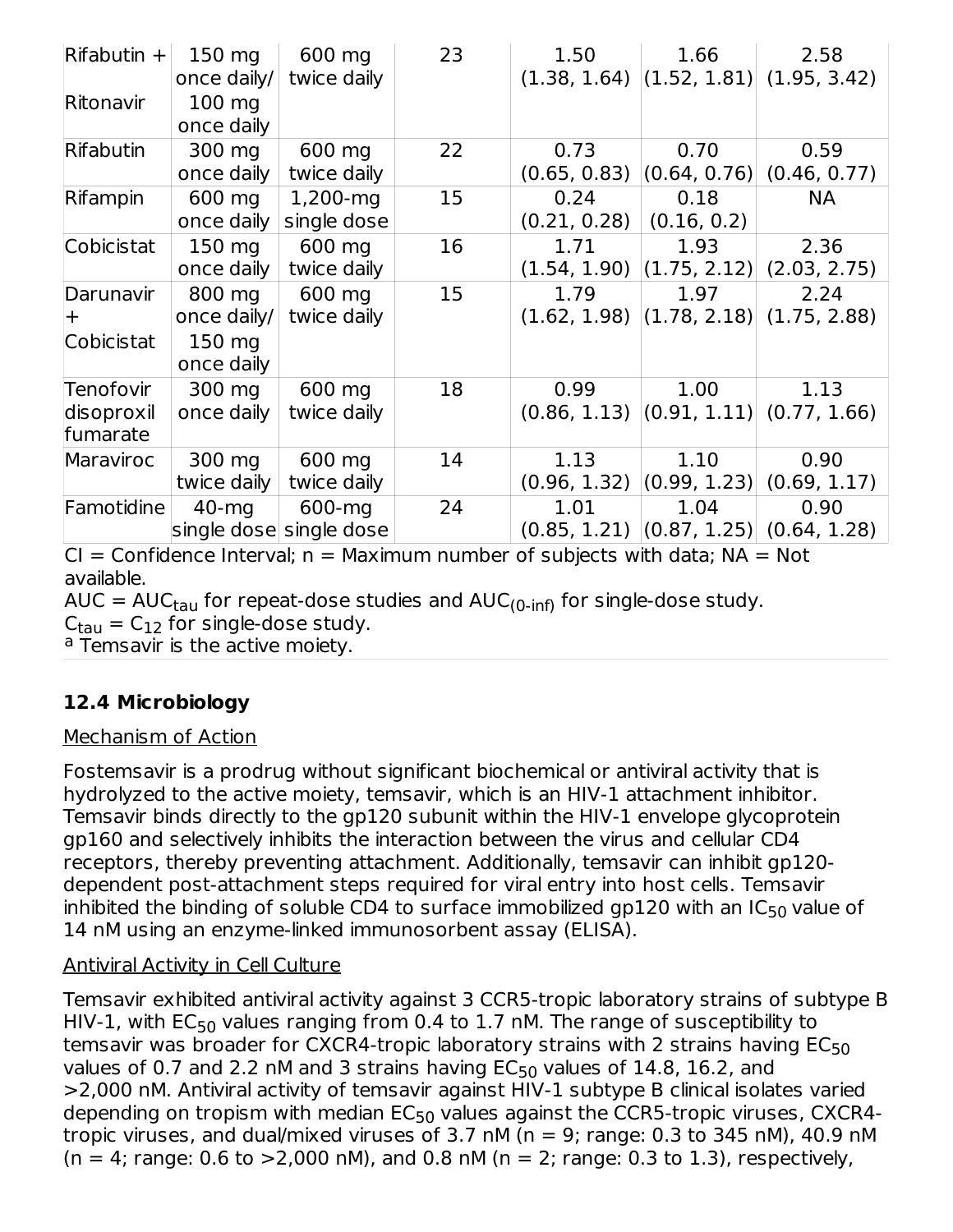| Rifabutin + Ritonavir | 150 mg once daily/ 100 mg once daily | 600 mg twice daily | 23 | 1.50 (1.38, 1.64) | 1.66 (1.52, 1.81) | 2.58 (1.95, 3.42) |
|---|---|---|---|---|---|---|
| Rifabutin | 300 mg once daily | 600 mg twice daily | 22 | 0.73 (0.65, 0.83) | 0.70 (0.64, 0.76) | 0.59 (0.46, 0.77) |
| Rifampin | 600 mg once daily | 1,200-mg single dose | 15 | 0.24 (0.21, 0.28) | 0.18 (0.16, 0.2) | NA |
| Cobicistat | 150 mg once daily | 600 mg twice daily | 16 | 1.71 (1.54, 1.90) | 1.93 (1.75, 2.12) | 2.36 (2.03, 2.75) |
| Darunavir + Cobicistat | 800 mg once daily/ 150 mg once daily | 600 mg twice daily | 15 | 1.79 (1.62, 1.98) | 1.97 (1.78, 2.18) | 2.24 (1.75, 2.88) |
| Tenofovir disoproxil fumarate | 300 mg once daily | 600 mg twice daily | 18 | 0.99 (0.86, 1.13) | 1.00 (0.91, 1.11) | 1.13 (0.77, 1.66) |
| Maraviroc | 300 mg twice daily | 600 mg twice daily | 14 | 1.13 (0.96, 1.32) | 1.10 (0.99, 1.23) | 0.90 (0.69, 1.17) |
| Famotidine | 40-mg single dose | 600-mg single dose | 24 | 1.01 (0.85, 1.21) | 1.04 (0.87, 1.25) | 0.90 (0.64, 1.28) |

CI = Confidence Interval; n = Maximum number of subjects with data; NA = Not available.
AUC = $AUC_{tau}$ for repeat-dose studies and $AUC_{(0\text{-}inf)}$ for single-dose study.
$C_{tau}$ = $C_{12}$ for single-dose study.
[a] Temsavir is the active moiety.

### 12.4 Microbiology

Mechanism of Action

Fostemsavir is a prodrug without significant biochemical or antiviral activity that is hydrolyzed to the active moiety, temsavir, which is an HIV-1 attachment inhibitor. Temsavir binds directly to the gp120 subunit within the HIV-1 envelope glycoprotein gp160 and selectively inhibits the interaction between the virus and cellular CD4 receptors, thereby preventing attachment. Additionally, temsavir can inhibit gp120-dependent post-attachment steps required for viral entry into host cells. Temsavir inhibited the binding of soluble CD4 to surface immobilized gp120 with an $IC_{50}$ value of 14 nM using an enzyme-linked immunosorbent assay (ELISA).

Antiviral Activity in Cell Culture

Temsavir exhibited antiviral activity against 3 CCR5-tropic laboratory strains of subtype B HIV-1, with $EC_{50}$ values ranging from 0.4 to 1.7 nM. The range of susceptibility to temsavir was broader for CXCR4-tropic laboratory strains with 2 strains having $EC_{50}$ values of 0.7 and 2.2 nM and 3 strains having $EC_{50}$ values of 14.8, 16.2, and >2,000 nM. Antiviral activity of temsavir against HIV-1 subtype B clinical isolates varied depending on tropism with median $EC_{50}$ values against the CCR5-tropic viruses, CXCR4-tropic viruses, and dual/mixed viruses of 3.7 nM (n = 9; range: 0.3 to 345 nM), 40.9 nM (n = 4; range: 0.6 to >2,000 nM), and 0.8 nM (n = 2; range: 0.3 to 1.3), respectively,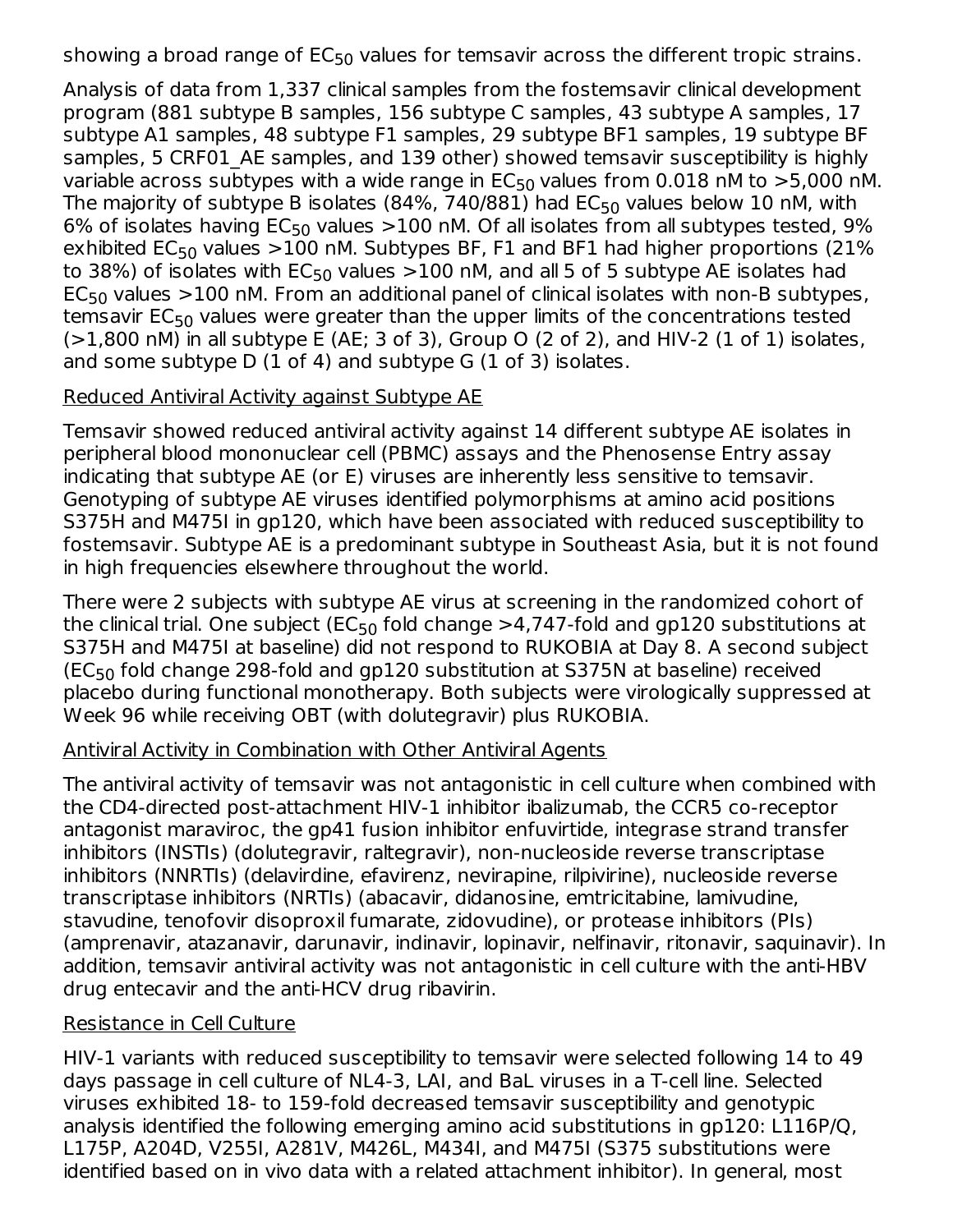showing a broad range of $EC_{50}$ values for temsavir across the different tropic strains.

Analysis of data from 1,337 clinical samples from the fostemsavir clinical development program (881 subtype B samples, 156 subtype C samples, 43 subtype A samples, 17 subtype A1 samples, 48 subtype F1 samples, 29 subtype BF1 samples, 19 subtype BF samples, 5 CRF01_AE samples, and 139 other) showed temsavir susceptibility is highly variable across subtypes with a wide range in $EC_{50}$ values from 0.018 nM to >5,000 nM. The majority of subtype B isolates (84%, 740/881) had $EC_{50}$ values below 10 nM, with 6% of isolates having $EC_{50}$ values >100 nM. Of all isolates from all subtypes tested, 9% exhibited $EC_{50}$ values >100 nM. Subtypes BF, F1 and BF1 had higher proportions (21% to 38%) of isolates with $EC_{50}$ values >100 nM, and all 5 of 5 subtype AE isolates had $EC_{50}$ values >100 nM. From an additional panel of clinical isolates with non-B subtypes, temsavir $EC_{50}$ values were greater than the upper limits of the concentrations tested (>1,800 nM) in all subtype E (AE; 3 of 3), Group O (2 of 2), and HIV-2 (1 of 1) isolates, and some subtype D (1 of 4) and subtype G (1 of 3) isolates.

Reduced Antiviral Activity against Subtype AE

Temsavir showed reduced antiviral activity against 14 different subtype AE isolates in peripheral blood mononuclear cell (PBMC) assays and the Phenosense Entry assay indicating that subtype AE (or E) viruses are inherently less sensitive to temsavir. Genotyping of subtype AE viruses identified polymorphisms at amino acid positions S375H and M475I in gp120, which have been associated with reduced susceptibility to fostemsavir. Subtype AE is a predominant subtype in Southeast Asia, but it is not found in high frequencies elsewhere throughout the world.

There were 2 subjects with subtype AE virus at screening in the randomized cohort of the clinical trial. One subject ($EC_{50}$ fold change >4,747-fold and gp120 substitutions at S375H and M475I at baseline) did not respond to RUKOBIA at Day 8. A second subject ($EC_{50}$ fold change 298-fold and gp120 substitution at S375N at baseline) received placebo during functional monotherapy. Both subjects were virologically suppressed at Week 96 while receiving OBT (with dolutegravir) plus RUKOBIA.

Antiviral Activity in Combination with Other Antiviral Agents

The antiviral activity of temsavir was not antagonistic in cell culture when combined with the CD4-directed post-attachment HIV-1 inhibitor ibalizumab, the CCR5 co-receptor antagonist maraviroc, the gp41 fusion inhibitor enfuvirtide, integrase strand transfer inhibitors (INSTIs) (dolutegravir, raltegravir), non-nucleoside reverse transcriptase inhibitors (NNRTIs) (delavirdine, efavirenz, nevirapine, rilpivirine), nucleoside reverse transcriptase inhibitors (NRTIs) (abacavir, didanosine, emtricitabine, lamivudine, stavudine, tenofovir disoproxil fumarate, zidovudine), or protease inhibitors (PIs) (amprenavir, atazanavir, darunavir, indinavir, lopinavir, nelfinavir, ritonavir, saquinavir). In addition, temsavir antiviral activity was not antagonistic in cell culture with the anti-HBV drug entecavir and the anti-HCV drug ribavirin.

Resistance in Cell Culture

HIV-1 variants with reduced susceptibility to temsavir were selected following 14 to 49 days passage in cell culture of NL4-3, LAI, and BaL viruses in a T-cell line. Selected viruses exhibited 18- to 159-fold decreased temsavir susceptibility and genotypic analysis identified the following emerging amino acid substitutions in gp120: L116P/Q, L175P, A204D, V255I, A281V, M426L, M434I, and M475I (S375 substitutions were identified based on in vivo data with a related attachment inhibitor). In general, most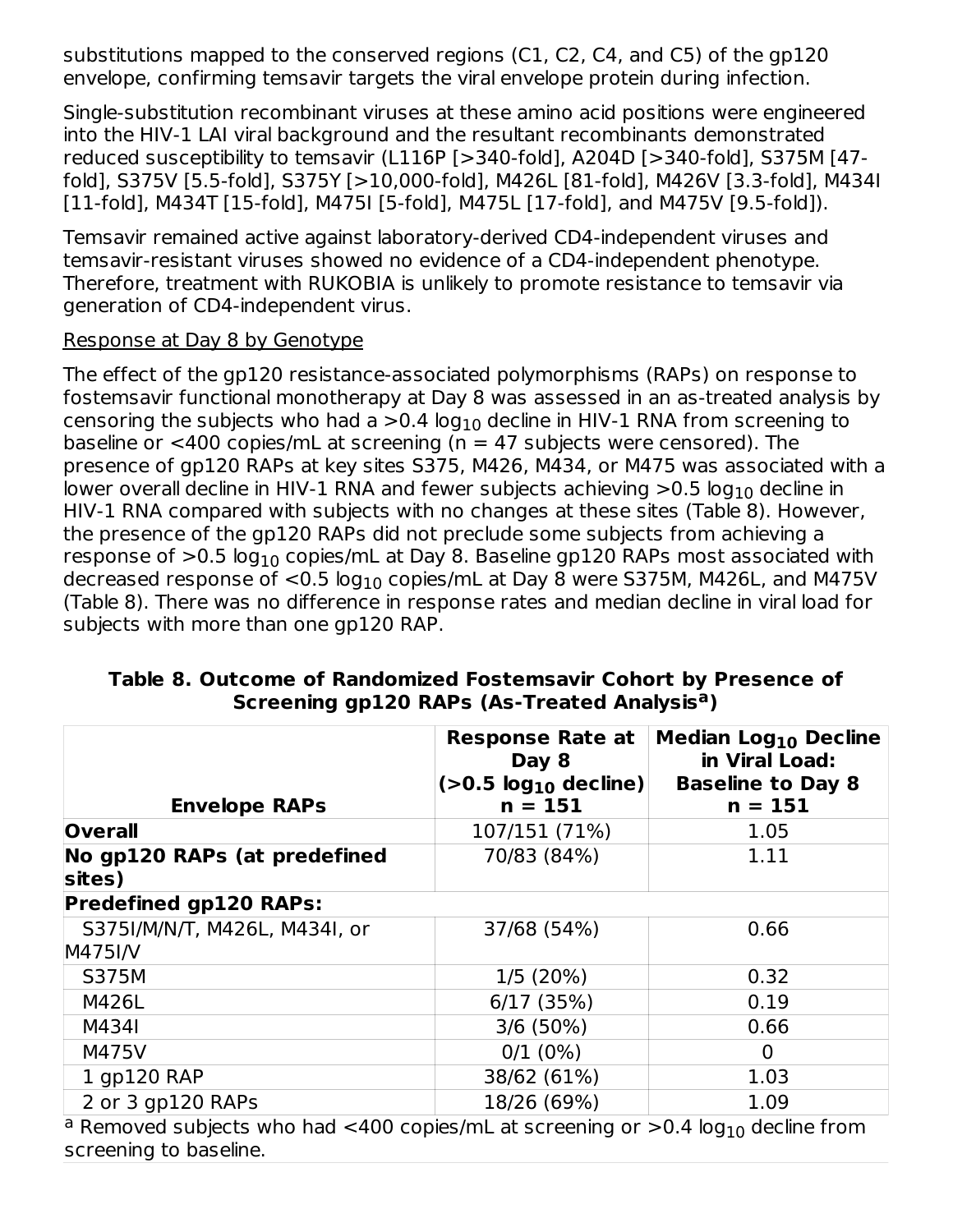substitutions mapped to the conserved regions (C1, C2, C4, and C5) of the gp120 envelope, confirming temsavir targets the viral envelope protein during infection.

Single-substitution recombinant viruses at these amino acid positions were engineered into the HIV-1 LAI viral background and the resultant recombinants demonstrated reduced susceptibility to temsavir (L116P [>340-fold], A204D [>340-fold], S375M [47-fold], S375V [5.5-fold], S375Y [>10,000-fold], M426L [81-fold], M426V [3.3-fold], M434I [11-fold], M434T [15-fold], M475I [5-fold], M475L [17-fold], and M475V [9.5-fold]).

Temsavir remained active against laboratory-derived CD4-independent viruses and temsavir-resistant viruses showed no evidence of a CD4-independent phenotype. Therefore, treatment with RUKOBIA is unlikely to promote resistance to temsavir via generation of CD4-independent virus.

Response at Day 8 by Genotype

The effect of the gp120 resistance-associated polymorphisms (RAPs) on response to fostemsavir functional monotherapy at Day 8 was assessed in an as-treated analysis by censoring the subjects who had a >0.4 $\log_{10}$ decline in HIV-1 RNA from screening to baseline or <400 copies/mL at screening (n = 47 subjects were censored). The presence of gp120 RAPs at key sites S375, M426, M434, or M475 was associated with a lower overall decline in HIV-1 RNA and fewer subjects achieving >0.5 $\log_{10}$ decline in HIV-1 RNA compared with subjects with no changes at these sites (Table 8). However, the presence of the gp120 RAPs did not preclude some subjects from achieving a response of >0.5 $\log_{10}$ copies/mL at Day 8. Baseline gp120 RAPs most associated with decreased response of <0.5 $\log_{10}$ copies/mL at Day 8 were S375M, M426L, and M475V (Table 8). There was no difference in response rates and median decline in viral load for subjects with more than one gp120 RAP.

**Table 8. Outcome of Randomized Fostemsavir Cohort by Presence of Screening gp120 RAPs (As-Treated Analysis[a])**

| Envelope RAPs | Response Rate at Day 8 (>0.5 $\log_{10}$ decline) n = 151 | Median $\text{Log}_{10}$ Decline in Viral Load: Baseline to Day 8 n = 151 |
|---|---|---|
| **Overall** | 107/151 (71%) | 1.05 |
| **No gp120 RAPs (at predefined sites)** | 70/83 (84%) | 1.11 |
| **Predefined gp120 RAPs:** | | |
| S375I/M/N/T, M426L, M434I, or M475I/V | 37/68 (54%) | 0.66 |
| S375M | 1/5 (20%) | 0.32 |
| M426L | 6/17 (35%) | 0.19 |
| M434I | 3/6 (50%) | 0.66 |
| M475V | 0/1 (0%) | 0 |
| 1 gp120 RAP | 38/62 (61%) | 1.03 |
| 2 or 3 gp120 RAPs | 18/26 (69%) | 1.09 |

[a] Removed subjects who had <400 copies/mL at screening or >0.4 $\log_{10}$ decline from screening to baseline.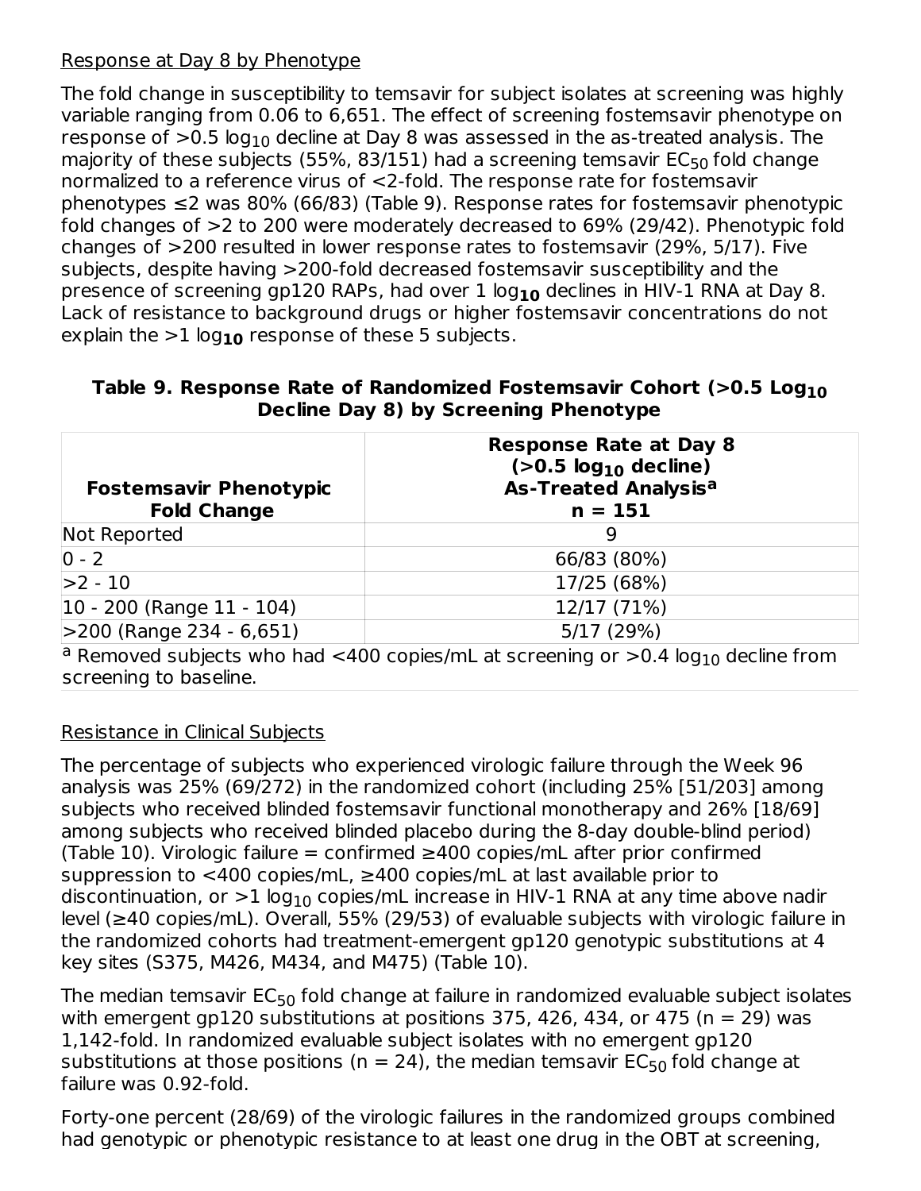Response at Day 8 by Phenotype

The fold change in susceptibility to temsavir for subject isolates at screening was highly variable ranging from 0.06 to 6,651. The effect of screening fostemsavir phenotype on response of >0.5 $\log_{10}$ decline at Day 8 was assessed in the as-treated analysis. The majority of these subjects (55%, 83/151) had a screening temsavir $EC_{50}$ fold change normalized to a reference virus of <2-fold. The response rate for fostemsavir phenotypes ≤2 was 80% (66/83) (Table 9). Response rates for fostemsavir phenotypic fold changes of >2 to 200 were moderately decreased to 69% (29/42). Phenotypic fold changes of >200 resulted in lower response rates to fostemsavir (29%, 5/17). Five subjects, despite having >200-fold decreased fostemsavir susceptibility and the presence of screening gp120 RAPs, had over 1 $\log_{10}$ declines in HIV-1 RNA at Day 8. Lack of resistance to background drugs or higher fostemsavir concentrations do not explain the >1 $\log_{10}$ response of these 5 subjects.

**Table 9. Response Rate of Randomized Fostemsavir Cohort (>0.5 $\log_{10}$ Decline Day 8) by Screening Phenotype**

| Fostemsavir Phenotypic Fold Change | Response Rate at Day 8 (>0.5 $\log_{10}$ decline) As-Treated Analysis[a] n = 151 |
|---|---|
| Not Reported | 9 |
| 0 - 2 | 66/83 (80%) |
| >2 - 10 | 17/25 (68%) |
| 10 - 200 (Range 11 - 104) | 12/17 (71%) |
| >200 (Range 234 - 6,651) | 5/17 (29%) |

[a] Removed subjects who had <400 copies/mL at screening or >0.4 $\log_{10}$ decline from screening to baseline.

Resistance in Clinical Subjects

The percentage of subjects who experienced virologic failure through the Week 96 analysis was 25% (69/272) in the randomized cohort (including 25% [51/203] among subjects who received blinded fostemsavir functional monotherapy and 26% [18/69] among subjects who received blinded placebo during the 8-day double-blind period) (Table 10). Virologic failure = confirmed ≥400 copies/mL after prior confirmed suppression to <400 copies/mL, ≥400 copies/mL at last available prior to discontinuation, or >1 $\log_{10}$ copies/mL increase in HIV-1 RNA at any time above nadir level (≥40 copies/mL). Overall, 55% (29/53) of evaluable subjects with virologic failure in the randomized cohorts had treatment-emergent gp120 genotypic substitutions at 4 key sites (S375, M426, M434, and M475) (Table 10).

The median temsavir $EC_{50}$ fold change at failure in randomized evaluable subject isolates with emergent gp120 substitutions at positions 375, 426, 434, or 475 (n = 29) was 1,142-fold. In randomized evaluable subject isolates with no emergent gp120 substitutions at those positions (n = 24), the median temsavir $EC_{50}$ fold change at failure was 0.92-fold.

Forty-one percent (28/69) of the virologic failures in the randomized groups combined had genotypic or phenotypic resistance to at least one drug in the OBT at screening,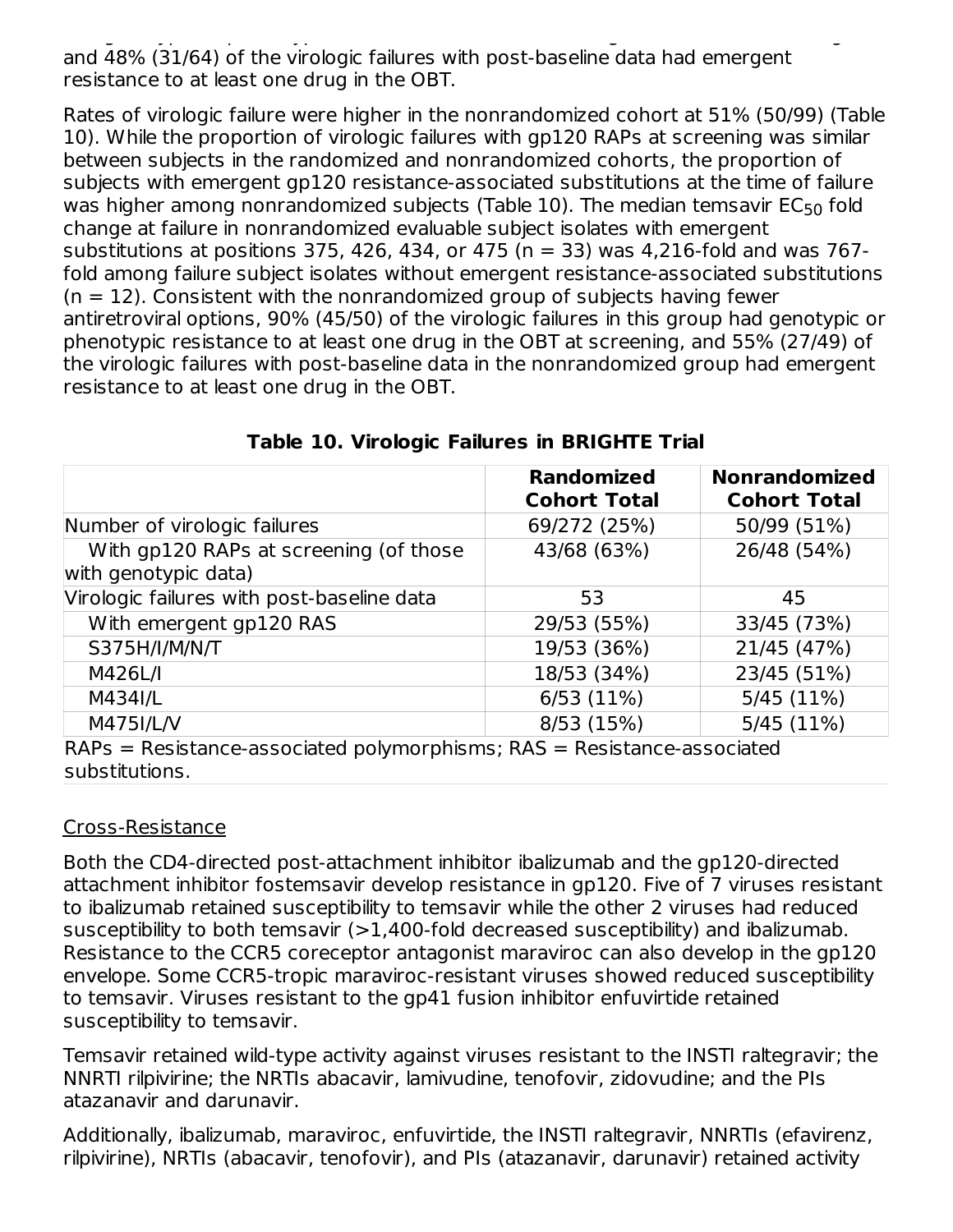and 48% (31/64) of the virologic failures with post-baseline data had emergent resistance to at least one drug in the OBT.

Rates of virologic failure were higher in the nonrandomized cohort at 51% (50/99) (Table 10). While the proportion of virologic failures with gp120 RAPs at screening was similar between subjects in the randomized and nonrandomized cohorts, the proportion of subjects with emergent gp120 resistance-associated substitutions at the time of failure was higher among nonrandomized subjects (Table 10). The median temsavir $EC_{50}$ fold change at failure in nonrandomized evaluable subject isolates with emergent substitutions at positions 375, 426, 434, or 475 (n = 33) was 4,216-fold and was 767-fold among failure subject isolates without emergent resistance-associated substitutions (n = 12). Consistent with the nonrandomized group of subjects having fewer antiretroviral options, 90% (45/50) of the virologic failures in this group had genotypic or phenotypic resistance to at least one drug in the OBT at screening, and 55% (27/49) of the virologic failures with post-baseline data in the nonrandomized group had emergent resistance to at least one drug in the OBT.

**Table 10. Virologic Failures in BRIGHTE Trial**

| | Randomized Cohort Total | Nonrandomized Cohort Total |
|---|---|---|
| Number of virologic failures | 69/272 (25%) | 50/99 (51%) |
| With gp120 RAPs at screening (of those with genotypic data) | 43/68 (63%) | 26/48 (54%) |
| Virologic failures with post-baseline data | 53 | 45 |
| With emergent gp120 RAS | 29/53 (55%) | 33/45 (73%) |
| S375H/I/M/N/T | 19/53 (36%) | 21/45 (47%) |
| M426L/I | 18/53 (34%) | 23/45 (51%) |
| M434I/L | 6/53 (11%) | 5/45 (11%) |
| M475I/L/V | 8/53 (15%) | 5/45 (11%) |

RAPs = Resistance-associated polymorphisms; RAS = Resistance-associated substitutions.

Cross-Resistance

Both the CD4-directed post-attachment inhibitor ibalizumab and the gp120-directed attachment inhibitor fostemsavir develop resistance in gp120. Five of 7 viruses resistant to ibalizumab retained susceptibility to temsavir while the other 2 viruses had reduced susceptibility to both temsavir (>1,400-fold decreased susceptibility) and ibalizumab. Resistance to the CCR5 coreceptor antagonist maraviroc can also develop in the gp120 envelope. Some CCR5-tropic maraviroc-resistant viruses showed reduced susceptibility to temsavir. Viruses resistant to the gp41 fusion inhibitor enfuvirtide retained susceptibility to temsavir.

Temsavir retained wild-type activity against viruses resistant to the INSTI raltegravir; the NNRTI rilpivirine; the NRTIs abacavir, lamivudine, tenofovir, zidovudine; and the PIs atazanavir and darunavir.

Additionally, ibalizumab, maraviroc, enfuvirtide, the INSTI raltegravir, NNRTIs (efavirenz, rilpivirine), NRTIs (abacavir, tenofovir), and PIs (atazanavir, darunavir) retained activity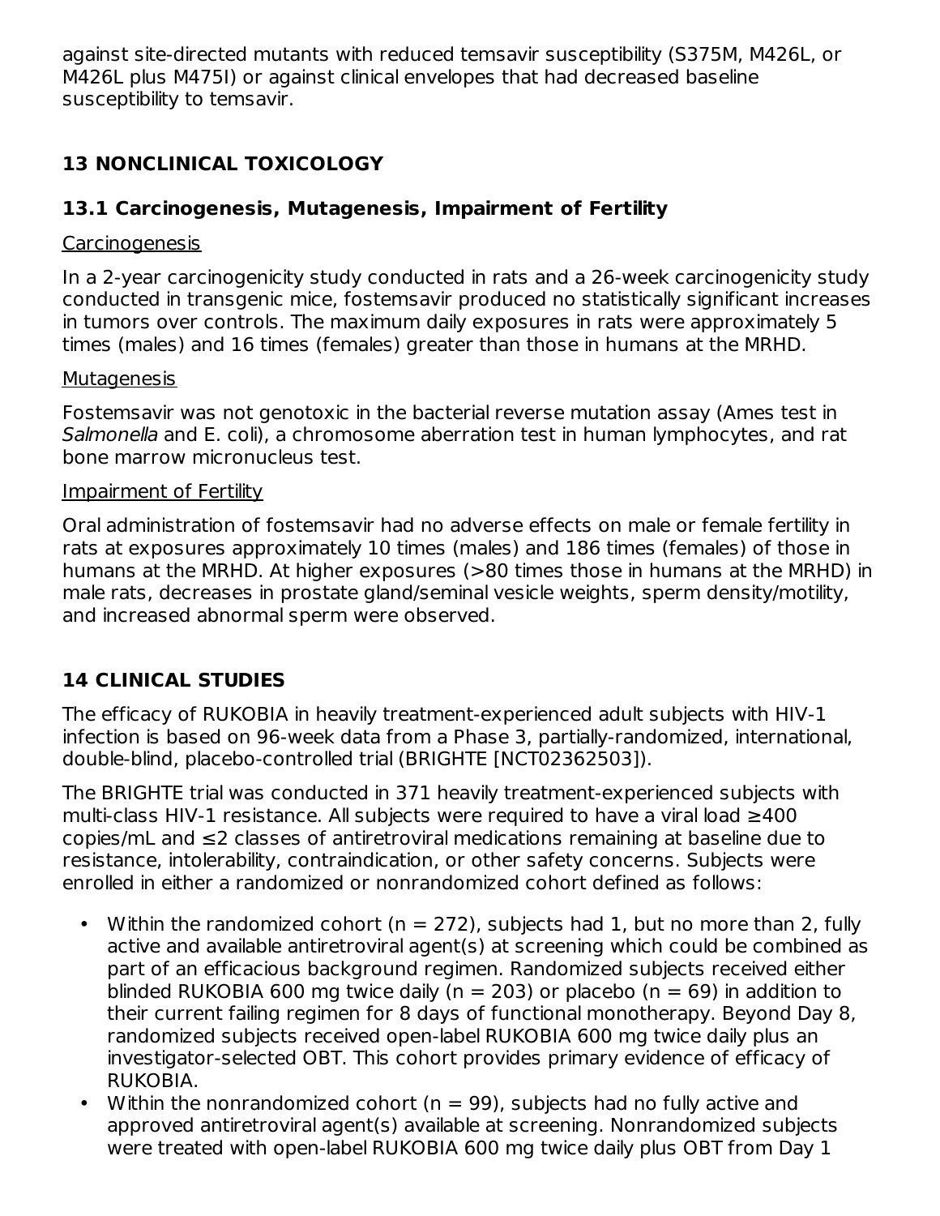against site-directed mutants with reduced temsavir susceptibility (S375M, M426L, or M426L plus M475I) or against clinical envelopes that had decreased baseline susceptibility to temsavir.

## 13 NONCLINICAL TOXICOLOGY

### 13.1 Carcinogenesis, Mutagenesis, Impairment of Fertility

Carcinogenesis

In a 2-year carcinogenicity study conducted in rats and a 26-week carcinogenicity study conducted in transgenic mice, fostemsavir produced no statistically significant increases in tumors over controls. The maximum daily exposures in rats were approximately 5 times (males) and 16 times (females) greater than those in humans at the MRHD.

Mutagenesis

Fostemsavir was not genotoxic in the bacterial reverse mutation assay (Ames test in *Salmonella* and E. coli), a chromosome aberration test in human lymphocytes, and rat bone marrow micronucleus test.

Impairment of Fertility

Oral administration of fostemsavir had no adverse effects on male or female fertility in rats at exposures approximately 10 times (males) and 186 times (females) of those in humans at the MRHD. At higher exposures (>80 times those in humans at the MRHD) in male rats, decreases in prostate gland/seminal vesicle weights, sperm density/motility, and increased abnormal sperm were observed.

## 14 CLINICAL STUDIES

The efficacy of RUKOBIA in heavily treatment-experienced adult subjects with HIV-1 infection is based on 96-week data from a Phase 3, partially-randomized, international, double-blind, placebo-controlled trial (BRIGHTE [NCT02362503]).

The BRIGHTE trial was conducted in 371 heavily treatment-experienced subjects with multi-class HIV-1 resistance. All subjects were required to have a viral load ≥400 copies/mL and ≤2 classes of antiretroviral medications remaining at baseline due to resistance, intolerability, contraindication, or other safety concerns. Subjects were enrolled in either a randomized or nonrandomized cohort defined as follows:

- Within the randomized cohort (n = 272), subjects had 1, but no more than 2, fully active and available antiretroviral agent(s) at screening which could be combined as part of an efficacious background regimen. Randomized subjects received either blinded RUKOBIA 600 mg twice daily (n = 203) or placebo (n = 69) in addition to their current failing regimen for 8 days of functional monotherapy. Beyond Day 8, randomized subjects received open-label RUKOBIA 600 mg twice daily plus an investigator-selected OBT. This cohort provides primary evidence of efficacy of RUKOBIA.
- Within the nonrandomized cohort (n = 99), subjects had no fully active and approved antiretroviral agent(s) available at screening. Nonrandomized subjects were treated with open-label RUKOBIA 600 mg twice daily plus OBT from Day 1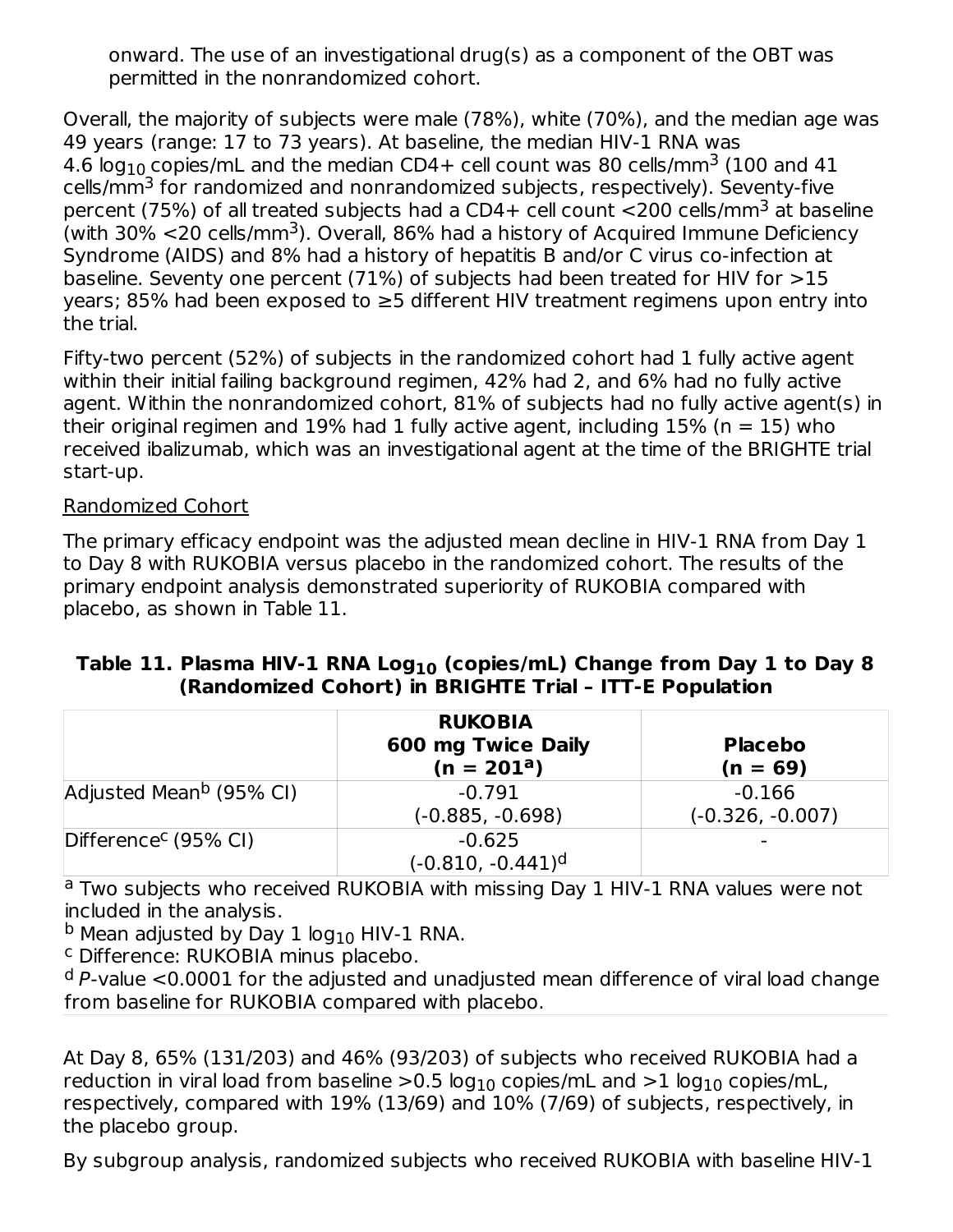onward. The use of an investigational drug(s) as a component of the OBT was permitted in the nonrandomized cohort.

Overall, the majority of subjects were male (78%), white (70%), and the median age was 49 years (range: 17 to 73 years). At baseline, the median HIV-1 RNA was 4.6 $\log_{10}$ copies/mL and the median CD4+ cell count was 80 cells/mm$^3$ (100 and 41 cells/mm$^3$ for randomized and nonrandomized subjects, respectively). Seventy-five percent (75%) of all treated subjects had a CD4+ cell count <200 cells/mm$^3$ at baseline (with 30% <20 cells/mm$^3$). Overall, 86% had a history of Acquired Immune Deficiency Syndrome (AIDS) and 8% had a history of hepatitis B and/or C virus co-infection at baseline. Seventy one percent (71%) of subjects had been treated for HIV for >15 years; 85% had been exposed to ≥5 different HIV treatment regimens upon entry into the trial.

Fifty-two percent (52%) of subjects in the randomized cohort had 1 fully active agent within their initial failing background regimen, 42% had 2, and 6% had no fully active agent. Within the nonrandomized cohort, 81% of subjects had no fully active agent(s) in their original regimen and 19% had 1 fully active agent, including 15% (n = 15) who received ibalizumab, which was an investigational agent at the time of the BRIGHTE trial start-up.

Randomized Cohort

The primary efficacy endpoint was the adjusted mean decline in HIV-1 RNA from Day 1 to Day 8 with RUKOBIA versus placebo in the randomized cohort. The results of the primary endpoint analysis demonstrated superiority of RUKOBIA compared with placebo, as shown in Table 11.

**Table 11. Plasma HIV-1 RNA $\text{Log}_{10}$ (copies/mL) Change from Day 1 to Day 8 (Randomized Cohort) in BRIGHTE Trial – ITT-E Population**

| | **RUKOBIA 600 mg Twice Daily (n = 201[a])** | **Placebo (n = 69)** |
|---|---|---|
| Adjusted Mean[b] (95% CI) | -0.791 (-0.885, -0.698) | -0.166 (-0.326, -0.007) |
| Difference[c] (95% CI) | -0.625 (-0.810, -0.441)[d] | - |

[a] Two subjects who received RUKOBIA with missing Day 1 HIV-1 RNA values were not included in the analysis.
[b] Mean adjusted by Day 1 $\log_{10}$ HIV-1 RNA.
[c] Difference: RUKOBIA minus placebo.
[d] *P*-value <0.0001 for the adjusted and unadjusted mean difference of viral load change from baseline for RUKOBIA compared with placebo.

At Day 8, 65% (131/203) and 46% (93/203) of subjects who received RUKOBIA had a reduction in viral load from baseline >0.5 $\log_{10}$ copies/mL and >1 $\log_{10}$ copies/mL, respectively, compared with 19% (13/69) and 10% (7/69) of subjects, respectively, in the placebo group.

By subgroup analysis, randomized subjects who received RUKOBIA with baseline HIV-1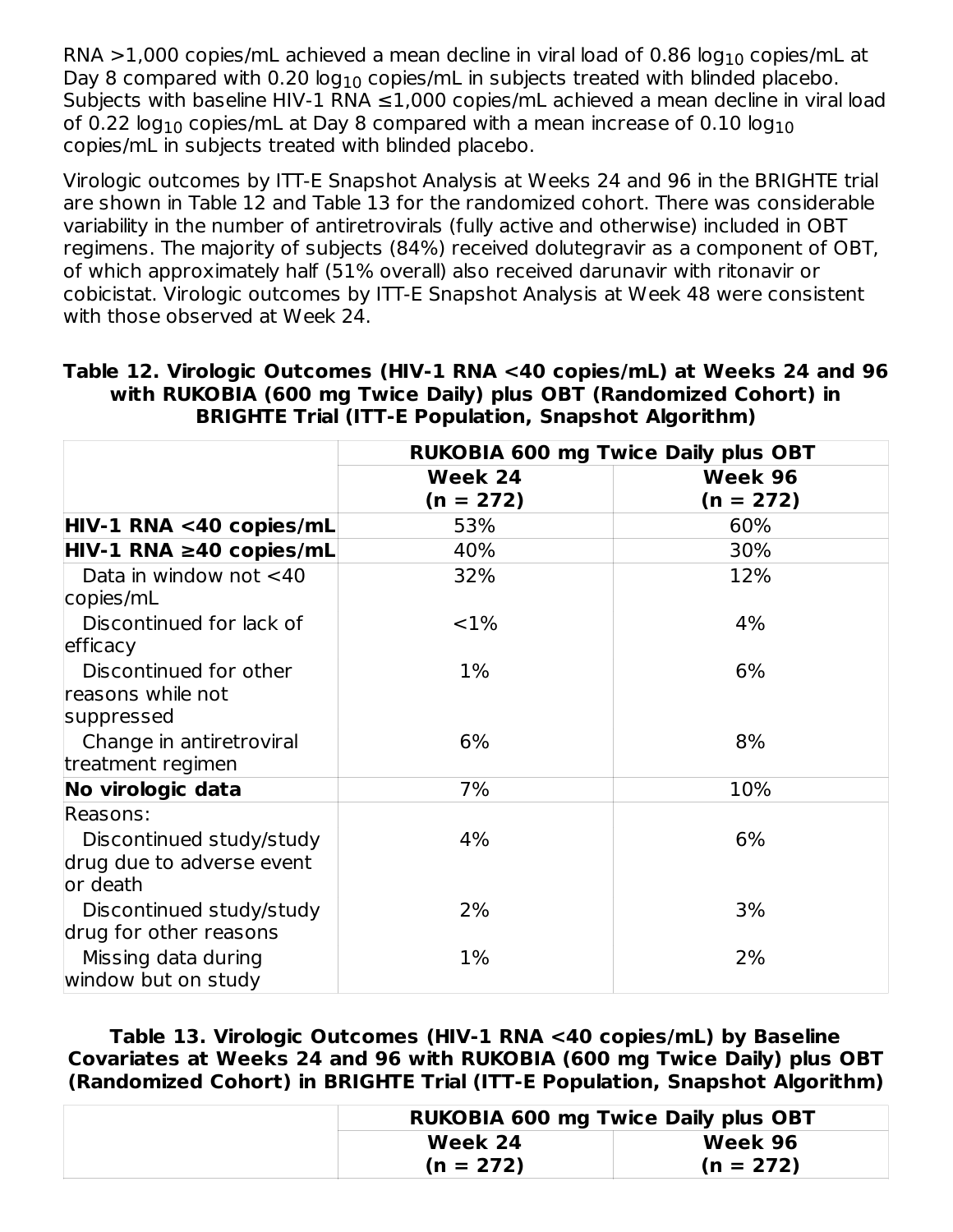RNA >1,000 copies/mL achieved a mean decline in viral load of 0.86 $\log_{10}$ copies/mL at Day 8 compared with 0.20 $\log_{10}$ copies/mL in subjects treated with blinded placebo. Subjects with baseline HIV-1 RNA ≤1,000 copies/mL achieved a mean decline in viral load of 0.22 $\log_{10}$ copies/mL at Day 8 compared with a mean increase of 0.10 $\log_{10}$ copies/mL in subjects treated with blinded placebo.

Virologic outcomes by ITT-E Snapshot Analysis at Weeks 24 and 96 in the BRIGHTE trial are shown in Table 12 and Table 13 for the randomized cohort. There was considerable variability in the number of antiretrovirals (fully active and otherwise) included in OBT regimens. The majority of subjects (84%) received dolutegravir as a component of OBT, of which approximately half (51% overall) also received darunavir with ritonavir or cobicistat. Virologic outcomes by ITT-E Snapshot Analysis at Week 48 were consistent with those observed at Week 24.

**Table 12. Virologic Outcomes (HIV-1 RNA <40 copies/mL) at Weeks 24 and 96 with RUKOBIA (600 mg Twice Daily) plus OBT (Randomized Cohort) in BRIGHTE Trial (ITT-E Population, Snapshot Algorithm)**

| | **RUKOBIA 600 mg Twice Daily plus OBT** | |
|---|---|---|
| | **Week 24 (n = 272)** | **Week 96 (n = 272)** |
| **HIV-1 RNA <40 copies/mL** | 53% | 60% |
| **HIV-1 RNA ≥40 copies/mL** | 40% | 30% |
| Data in window not <40 copies/mL | 32% | 12% |
| Discontinued for lack of efficacy | <1% | 4% |
| Discontinued for other reasons while not suppressed | 1% | 6% |
| Change in antiretroviral treatment regimen | 6% | 8% |
| **No virologic data** | 7% | 10% |
| Reasons: | | |
| Discontinued study/study drug due to adverse event or death | 4% | 6% |
| Discontinued study/study drug for other reasons | 2% | 3% |
| Missing data during window but on study | 1% | 2% |

**Table 13. Virologic Outcomes (HIV-1 RNA <40 copies/mL) by Baseline Covariates at Weeks 24 and 96 with RUKOBIA (600 mg Twice Daily) plus OBT (Randomized Cohort) in BRIGHTE Trial (ITT-E Population, Snapshot Algorithm)**

| | **RUKOBIA 600 mg Twice Daily plus OBT** | |
|---|---|---|
| | **Week 24 (n = 272)** | **Week 96 (n = 272)** |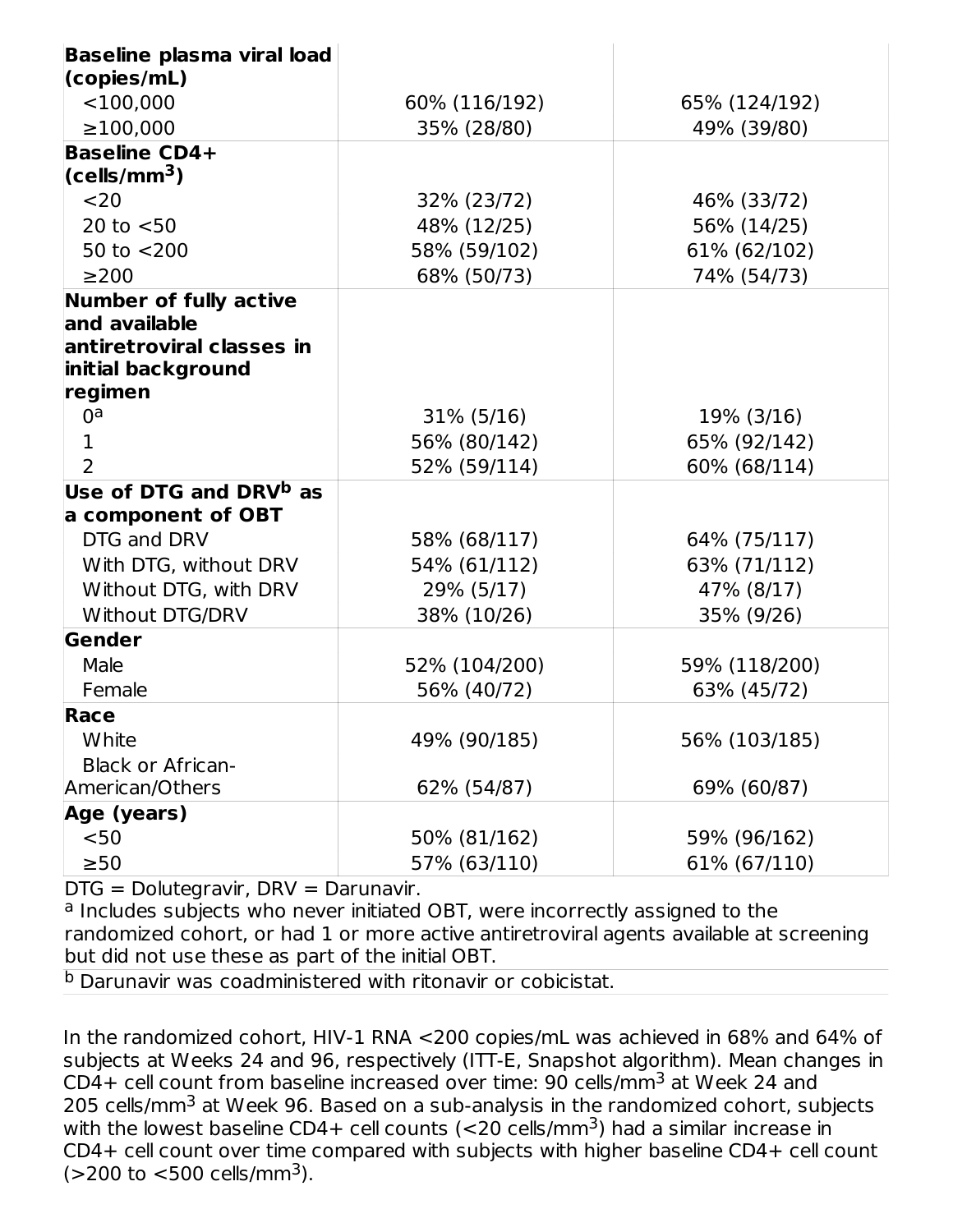| | | |
|---|---|---|
| **Baseline plasma viral load (copies/mL)** | | |
| <100,000 | 60% (116/192) | 65% (124/192) |
| ≥100,000 | 35% (28/80) | 49% (39/80) |
| **Baseline CD4+ (cells/mm$^3$)** | | |
| <20 | 32% (23/72) | 46% (33/72) |
| 20 to <50 | 48% (12/25) | 56% (14/25) |
| 50 to <200 | 58% (59/102) | 61% (62/102) |
| ≥200 | 68% (50/73) | 74% (54/73) |
| **Number of fully active and available antiretroviral classes in initial background regimen** | | |
| 0[a] | 31% (5/16) | 19% (3/16) |
| 1 | 56% (80/142) | 65% (92/142) |
| 2 | 52% (59/114) | 60% (68/114) |
| **Use of DTG and DRV[b] as a component of OBT** | | |
| DTG and DRV | 58% (68/117) | 64% (75/117) |
| With DTG, without DRV | 54% (61/112) | 63% (71/112) |
| Without DTG, with DRV | 29% (5/17) | 47% (8/17) |
| Without DTG/DRV | 38% (10/26) | 35% (9/26) |
| **Gender** | | |
| Male | 52% (104/200) | 59% (118/200) |
| Female | 56% (40/72) | 63% (45/72) |
| **Race** | | |
| White | 49% (90/185) | 56% (103/185) |
| Black or African-American/Others | 62% (54/87) | 69% (60/87) |
| **Age (years)** | | |
| <50 | 50% (81/162) | 59% (96/162) |
| ≥50 | 57% (63/110) | 61% (67/110) |

DTG = Dolutegravir, DRV = Darunavir.

[a] Includes subjects who never initiated OBT, were incorrectly assigned to the randomized cohort, or had 1 or more active antiretroviral agents available at screening but did not use these as part of the initial OBT.

[b] Darunavir was coadministered with ritonavir or cobicistat.

In the randomized cohort, HIV-1 RNA <200 copies/mL was achieved in 68% and 64% of subjects at Weeks 24 and 96, respectively (ITT-E, Snapshot algorithm). Mean changes in CD4+ cell count from baseline increased over time: 90 cells/mm$^3$ at Week 24 and 205 cells/mm$^3$ at Week 96. Based on a sub-analysis in the randomized cohort, subjects with the lowest baseline CD4+ cell counts (<20 cells/mm$^3$) had a similar increase in CD4+ cell count over time compared with subjects with higher baseline CD4+ cell count (>200 to <500 cells/mm$^3$).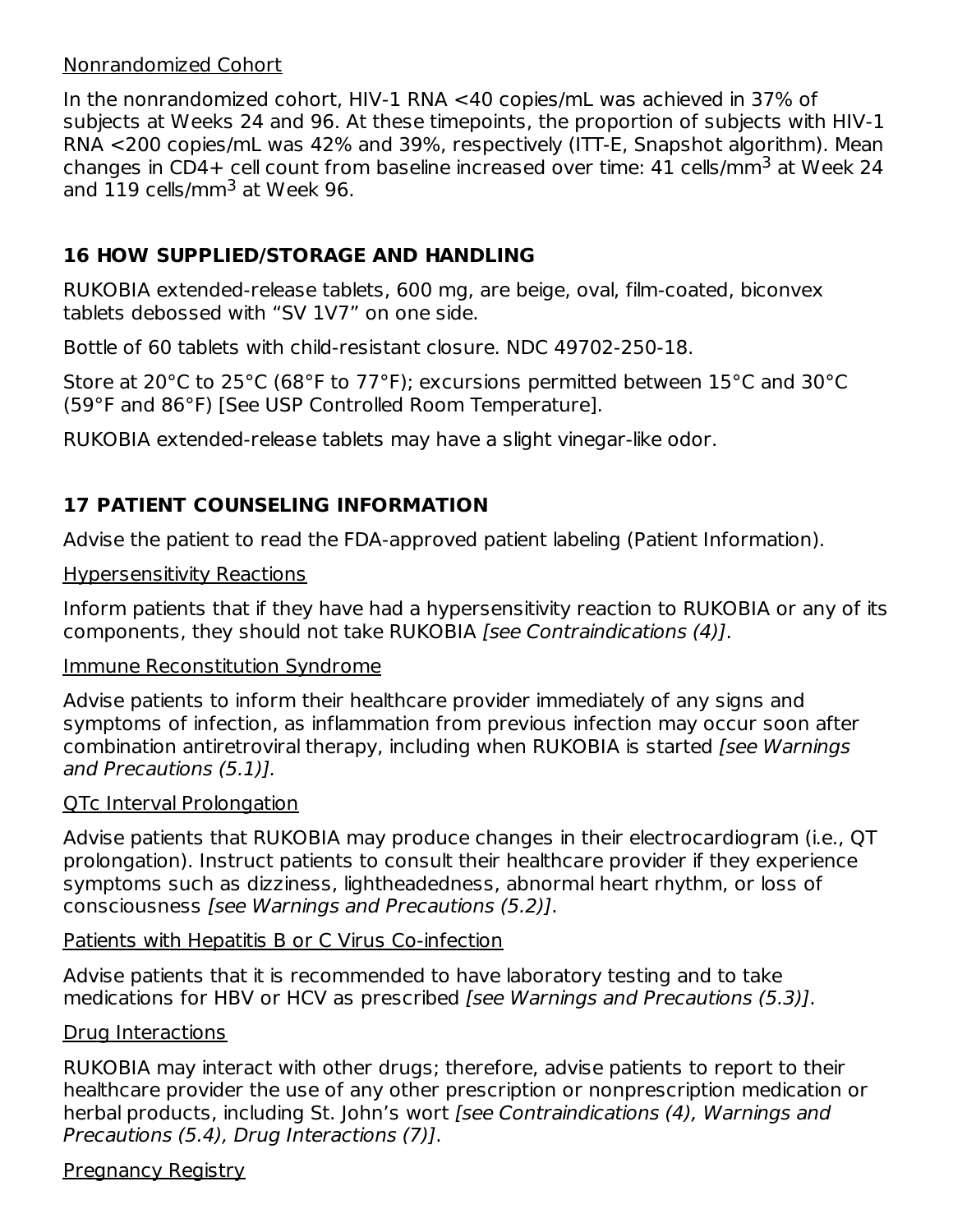Nonrandomized Cohort

In the nonrandomized cohort, HIV-1 RNA <40 copies/mL was achieved in 37% of subjects at Weeks 24 and 96. At these timepoints, the proportion of subjects with HIV-1 RNA <200 copies/mL was 42% and 39%, respectively (ITT-E, Snapshot algorithm). Mean changes in CD4+ cell count from baseline increased over time: 41 cells/mm$^3$ at Week 24 and 119 cells/mm$^3$ at Week 96.

## 16 HOW SUPPLIED/STORAGE AND HANDLING

RUKOBIA extended-release tablets, 600 mg, are beige, oval, film-coated, biconvex tablets debossed with “SV 1V7” on one side.

Bottle of 60 tablets with child-resistant closure. NDC 49702-250-18.

Store at 20°C to 25°C (68°F to 77°F); excursions permitted between 15°C and 30°C (59°F and 86°F) [See USP Controlled Room Temperature].

RUKOBIA extended-release tablets may have a slight vinegar-like odor.

## 17 PATIENT COUNSELING INFORMATION

Advise the patient to read the FDA-approved patient labeling (Patient Information).

Hypersensitivity Reactions

Inform patients that if they have had a hypersensitivity reaction to RUKOBIA or any of its components, they should not take RUKOBIA *[see Contraindications (4)]*.

Immune Reconstitution Syndrome

Advise patients to inform their healthcare provider immediately of any signs and symptoms of infection, as inflammation from previous infection may occur soon after combination antiretroviral therapy, including when RUKOBIA is started *[see Warnings and Precautions (5.1)].*

QTc Interval Prolongation

Advise patients that RUKOBIA may produce changes in their electrocardiogram (i.e., QT prolongation). Instruct patients to consult their healthcare provider if they experience symptoms such as dizziness, lightheadedness, abnormal heart rhythm, or loss of consciousness *[see Warnings and Precautions (5.2)]*.

Patients with Hepatitis B or C Virus Co-infection

Advise patients that it is recommended to have laboratory testing and to take medications for HBV or HCV as prescribed *[see Warnings and Precautions (5.3)]*.

Drug Interactions

RUKOBIA may interact with other drugs; therefore, advise patients to report to their healthcare provider the use of any other prescription or nonprescription medication or herbal products, including St. John’s wort *[see Contraindications (4), Warnings and Precautions (5.4), Drug Interactions (7)]*.

Pregnancy Registry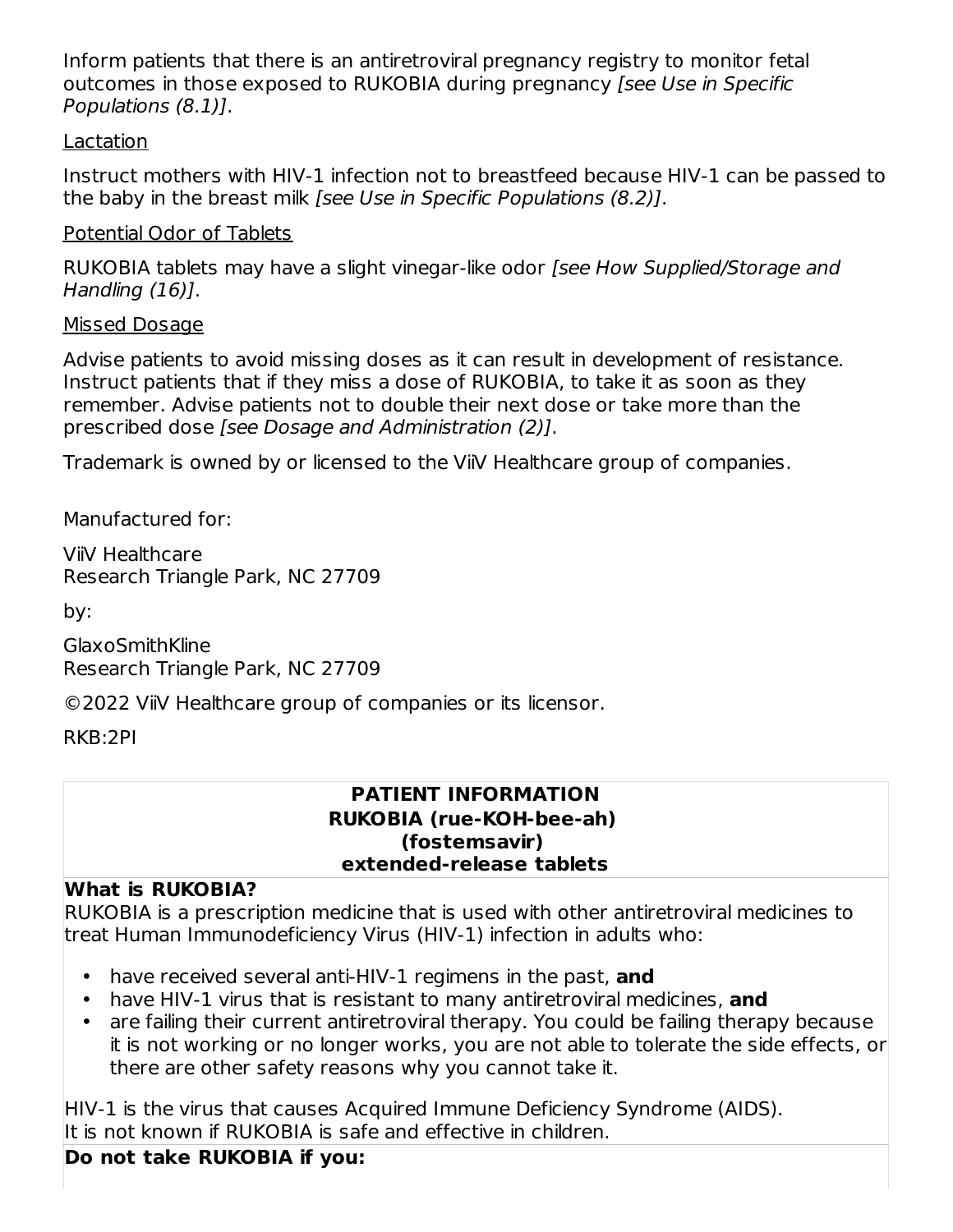Inform patients that there is an antiretroviral pregnancy registry to monitor fetal outcomes in those exposed to RUKOBIA during pregnancy *[see Use in Specific Populations (8.1)]*.

Lactation

Instruct mothers with HIV-1 infection not to breastfeed because HIV-1 can be passed to the baby in the breast milk *[see Use in Specific Populations (8.2)]*.

Potential Odor of Tablets

RUKOBIA tablets may have a slight vinegar-like odor *[see How Supplied/Storage and Handling (16)]*.

Missed Dosage

Advise patients to avoid missing doses as it can result in development of resistance. Instruct patients that if they miss a dose of RUKOBIA, to take it as soon as they remember. Advise patients not to double their next dose or take more than the prescribed dose *[see Dosage and Administration (2)]*.

Trademark is owned by or licensed to the ViiV Healthcare group of companies.

Manufactured for:

ViiV Healthcare
Research Triangle Park, NC 27709

by:

GlaxoSmithKline
Research Triangle Park, NC 27709

©2022 ViiV Healthcare group of companies or its licensor.

RKB:2PI

**PATIENT INFORMATION**
**RUKOBIA (rue-KOH-bee-ah)**
**(fostemsavir)**
**extended-release tablets**

**What is RUKOBIA?**

RUKOBIA is a prescription medicine that is used with other antiretroviral medicines to treat Human Immunodeficiency Virus (HIV-1) infection in adults who:

- have received several anti-HIV-1 regimens in the past, **and**
- have HIV-1 virus that is resistant to many antiretroviral medicines, **and**
- are failing their current antiretroviral therapy. You could be failing therapy because it is not working or no longer works, you are not able to tolerate the side effects, or there are other safety reasons why you cannot take it.

HIV-1 is the virus that causes Acquired Immune Deficiency Syndrome (AIDS).
It is not known if RUKOBIA is safe and effective in children.

**Do not take RUKOBIA if you:**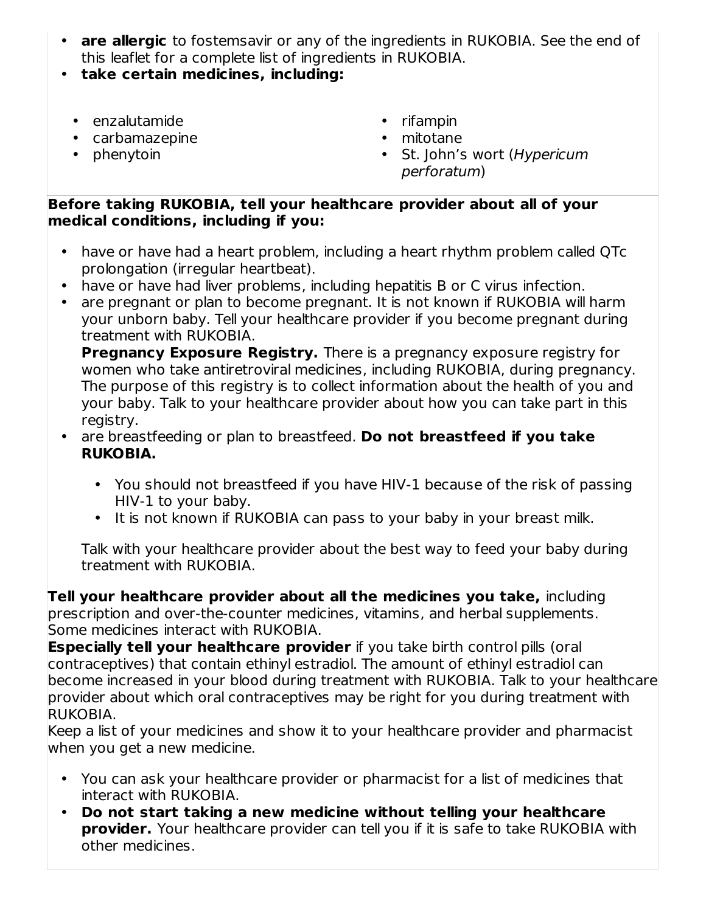- **are allergic** to fostemsavir or any of the ingredients in RUKOBIA. See the end of this leaflet for a complete list of ingredients in RUKOBIA.
- **take certain medicines, including:**
  - enzalutamide
  - carbamazepine
  - phenytoin
  - rifampin
  - mitotane
  - St. John's wort (*Hypericum perforatum*)

**Before taking RUKOBIA, tell your healthcare provider about all of your medical conditions, including if you:**

- have or have had a heart problem, including a heart rhythm problem called QTc prolongation (irregular heartbeat).
- have or have had liver problems, including hepatitis B or C virus infection.
- are pregnant or plan to become pregnant. It is not known if RUKOBIA will harm your unborn baby. Tell your healthcare provider if you become pregnant during treatment with RUKOBIA.
  **Pregnancy Exposure Registry.** There is a pregnancy exposure registry for women who take antiretroviral medicines, including RUKOBIA, during pregnancy. The purpose of this registry is to collect information about the health of you and your baby. Talk to your healthcare provider about how you can take part in this registry.
- are breastfeeding or plan to breastfeed. **Do not breastfeed if you take RUKOBIA.**
  - You should not breastfeed if you have HIV-1 because of the risk of passing HIV-1 to your baby.
  - It is not known if RUKOBIA can pass to your baby in your breast milk.

  Talk with your healthcare provider about the best way to feed your baby during treatment with RUKOBIA.

**Tell your healthcare provider about all the medicines you take,** including prescription and over-the-counter medicines, vitamins, and herbal supplements. Some medicines interact with RUKOBIA.
**Especially tell your healthcare provider** if you take birth control pills (oral contraceptives) that contain ethinyl estradiol. The amount of ethinyl estradiol can become increased in your blood during treatment with RUKOBIA. Talk to your healthcare provider about which oral contraceptives may be right for you during treatment with RUKOBIA.
Keep a list of your medicines and show it to your healthcare provider and pharmacist when you get a new medicine.

- You can ask your healthcare provider or pharmacist for a list of medicines that interact with RUKOBIA.
- **Do not start taking a new medicine without telling your healthcare provider.** Your healthcare provider can tell you if it is safe to take RUKOBIA with other medicines.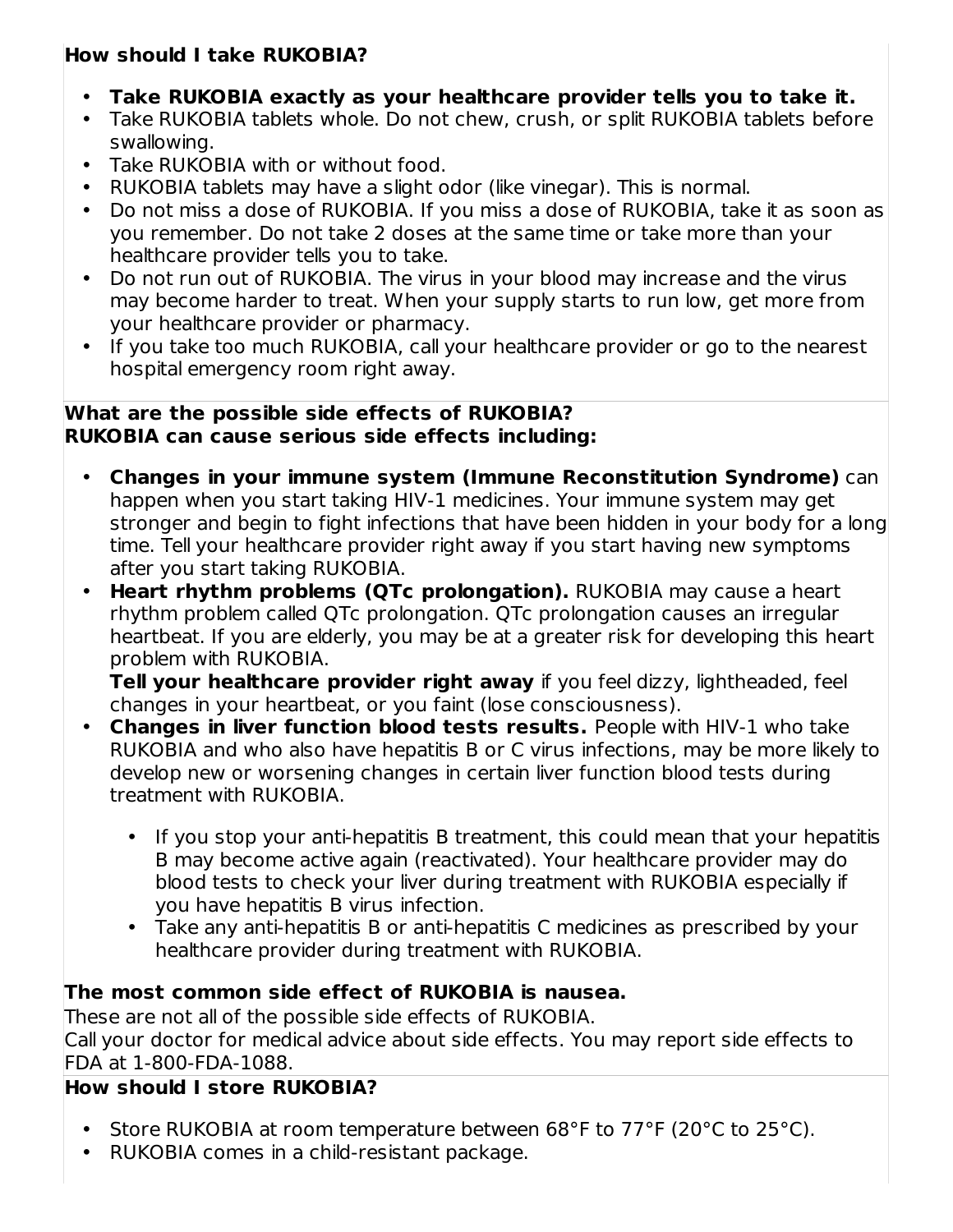**How should I take RUKOBIA?**

- **Take RUKOBIA exactly as your healthcare provider tells you to take it.**
- Take RUKOBIA tablets whole. Do not chew, crush, or split RUKOBIA tablets before swallowing.
- Take RUKOBIA with or without food.
- RUKOBIA tablets may have a slight odor (like vinegar). This is normal.
- Do not miss a dose of RUKOBIA. If you miss a dose of RUKOBIA, take it as soon as you remember. Do not take 2 doses at the same time or take more than your healthcare provider tells you to take.
- Do not run out of RUKOBIA. The virus in your blood may increase and the virus may become harder to treat. When your supply starts to run low, get more from your healthcare provider or pharmacy.
- If you take too much RUKOBIA, call your healthcare provider or go to the nearest hospital emergency room right away.

**What are the possible side effects of RUKOBIA?**
**RUKOBIA can cause serious side effects including:**

- **Changes in your immune system (Immune Reconstitution Syndrome)** can happen when you start taking HIV-1 medicines. Your immune system may get stronger and begin to fight infections that have been hidden in your body for a long time. Tell your healthcare provider right away if you start having new symptoms after you start taking RUKOBIA.
- **Heart rhythm problems (QTc prolongation).** RUKOBIA may cause a heart rhythm problem called QTc prolongation. QTc prolongation causes an irregular heartbeat. If you are elderly, you may be at a greater risk for developing this heart problem with RUKOBIA.
  **Tell your healthcare provider right away** if you feel dizzy, lightheaded, feel changes in your heartbeat, or you faint (lose consciousness).
- **Changes in liver function blood tests results.** People with HIV-1 who take RUKOBIA and who also have hepatitis B or C virus infections, may be more likely to develop new or worsening changes in certain liver function blood tests during treatment with RUKOBIA.
  - If you stop your anti-hepatitis B treatment, this could mean that your hepatitis B may become active again (reactivated). Your healthcare provider may do blood tests to check your liver during treatment with RUKOBIA especially if you have hepatitis B virus infection.
  - Take any anti-hepatitis B or anti-hepatitis C medicines as prescribed by your healthcare provider during treatment with RUKOBIA.

**The most common side effect of RUKOBIA is nausea.**
These are not all of the possible side effects of RUKOBIA.
Call your doctor for medical advice about side effects. You may report side effects to FDA at 1-800-FDA-1088.

**How should I store RUKOBIA?**

- Store RUKOBIA at room temperature between 68°F to 77°F (20°C to 25°C).
- RUKOBIA comes in a child-resistant package.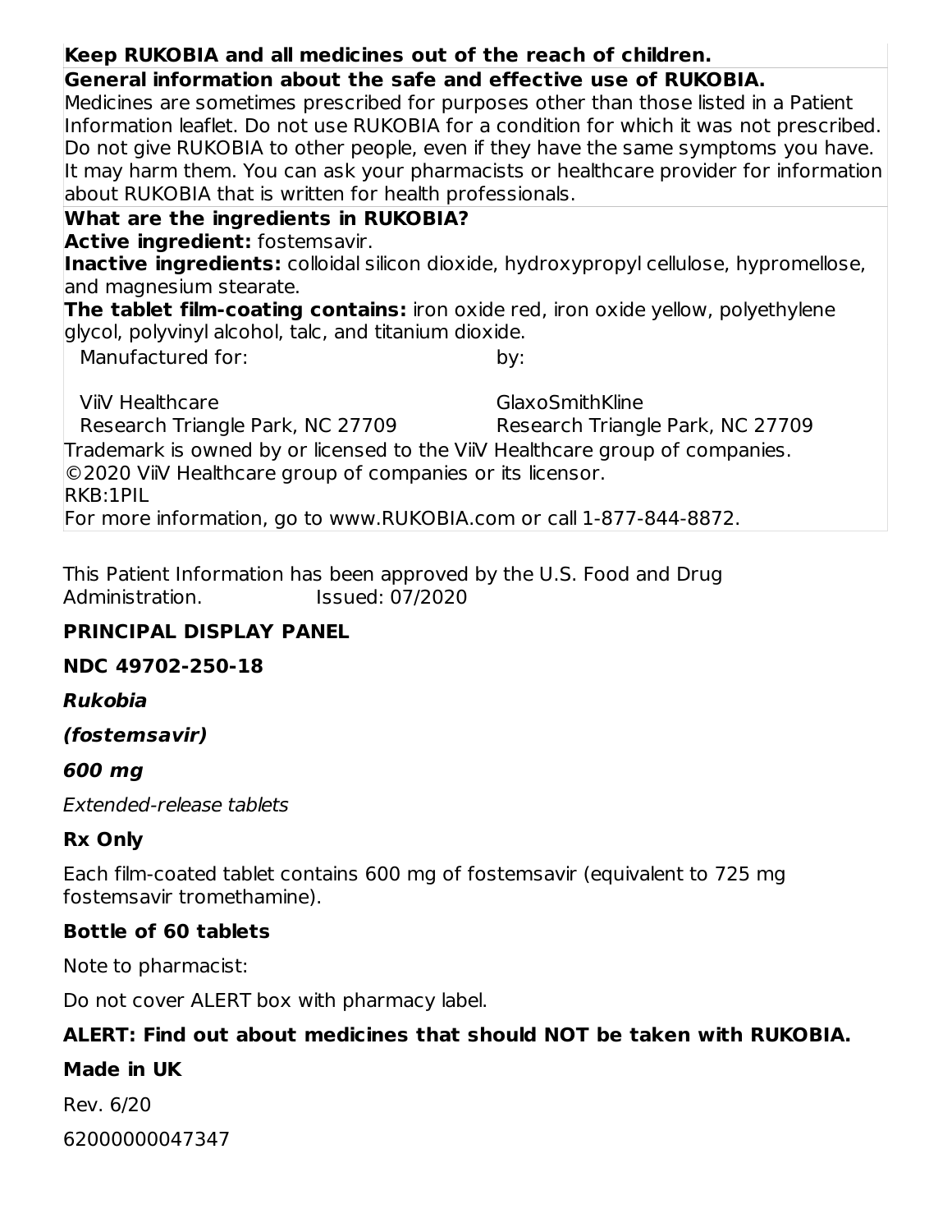**Keep RUKOBIA and all medicines out of the reach of children.**

**General information about the safe and effective use of RUKOBIA.**

Medicines are sometimes prescribed for purposes other than those listed in a Patient Information leaflet. Do not use RUKOBIA for a condition for which it was not prescribed. Do not give RUKOBIA to other people, even if they have the same symptoms you have. It may harm them. You can ask your pharmacists or healthcare provider for information about RUKOBIA that is written for health professionals.

**What are the ingredients in RUKOBIA?**

**Active ingredient:** fostemsavir.

**Inactive ingredients:** colloidal silicon dioxide, hydroxypropyl cellulose, hypromellose, and magnesium stearate.

**The tablet film-coating contains:** iron oxide red, iron oxide yellow, polyethylene glycol, polyvinyl alcohol, talc, and titanium dioxide.

| Manufactured for: | by: |
| --- | --- |
| ViiV Healthcare<br>Research Triangle Park, NC 27709 | GlaxoSmithKline<br>Research Triangle Park, NC 27709 |

Trademark is owned by or licensed to the ViiV Healthcare group of companies.

©2020 ViiV Healthcare group of companies or its licensor.

RKB:1PIL

For more information, go to www.RUKOBIA.com or call 1-877-844-8872.

This Patient Information has been approved by the U.S. Food and Drug Administration. Issued: 07/2020

**PRINCIPAL DISPLAY PANEL**

**NDC 49702-250-18**

***Rukobia***

***(fostemsavir)***

***600 mg***

*Extended-release tablets*

**Rx Only**

Each film-coated tablet contains 600 mg of fostemsavir (equivalent to 725 mg fostemsavir tromethamine).

**Bottle of 60 tablets**

Note to pharmacist:

Do not cover ALERT box with pharmacy label.

**ALERT: Find out about medicines that should NOT be taken with RUKOBIA.**

**Made in UK**

Rev. 6/20

62000000047347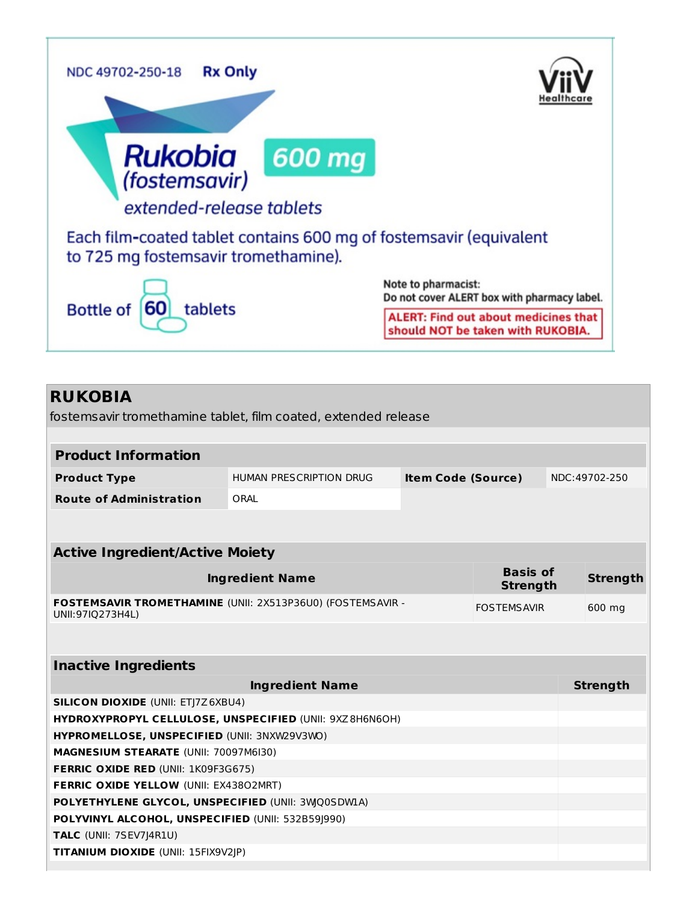NDC 49702-250-18 **Rx Only**

ViiV Healthcare

**Rukobia** 600 mg
*(fostemsavir)*
*extended-release tablets*

Each film-coated tablet contains 600 mg of fostemsavir (equivalent to 725 mg fostemsavir tromethamine).

Bottle of 60 tablets

Note to pharmacist:
Do not cover ALERT box with pharmacy label.

**ALERT: Find out about medicines that should NOT be taken with RUKOBIA.**

## RUKOBIA

fostemsavir tromethamine tablet, film coated, extended release

| Product Information | | | |
|---|---|---|---|
| **Product Type** | HUMAN PRESCRIPTION DRUG | **Item Code (Source)** | NDC:49702-250 |
| **Route of Administration** | ORAL | | |

| Active Ingredient/Active Moiety | | |
|---|---|---|
| **Ingredient Name** | **Basis of Strength** | **Strength** |
| **FOSTEMSAVIR TROMETHAMINE** (UNII: 2X513P36U0) (FOSTEMSAVIR - UNII:97IQ273H4L) | FOSTEMSAVIR | 600 mg |

| Inactive Ingredients | |
|---|---|
| **Ingredient Name** | **Strength** |
| **SILICON DIOXIDE** (UNII: ETJ7Z6XBU4) | |
| **HYDROXYPROPYL CELLULOSE, UNSPECIFIED** (UNII: 9XZ8H6N6OH) | |
| **HYPROMELLOSE, UNSPECIFIED** (UNII: 3NXW29V3WO) | |
| **MAGNESIUM STEARATE** (UNII: 70097M6I30) | |
| **FERRIC OXIDE RED** (UNII: 1K09F3G675) | |
| **FERRIC OXIDE YELLOW** (UNII: EX438O2MRT) | |
| **POLYETHYLENE GLYCOL, UNSPECIFIED** (UNII: 3WJQ0SDW1A) | |
| **POLYVINYL ALCOHOL, UNSPECIFIED** (UNII: 532B59J990) | |
| **TALC** (UNII: 7SEV7J4R1U) | |
| **TITANIUM DIOXIDE** (UNII: 15FIX9V2JP) | |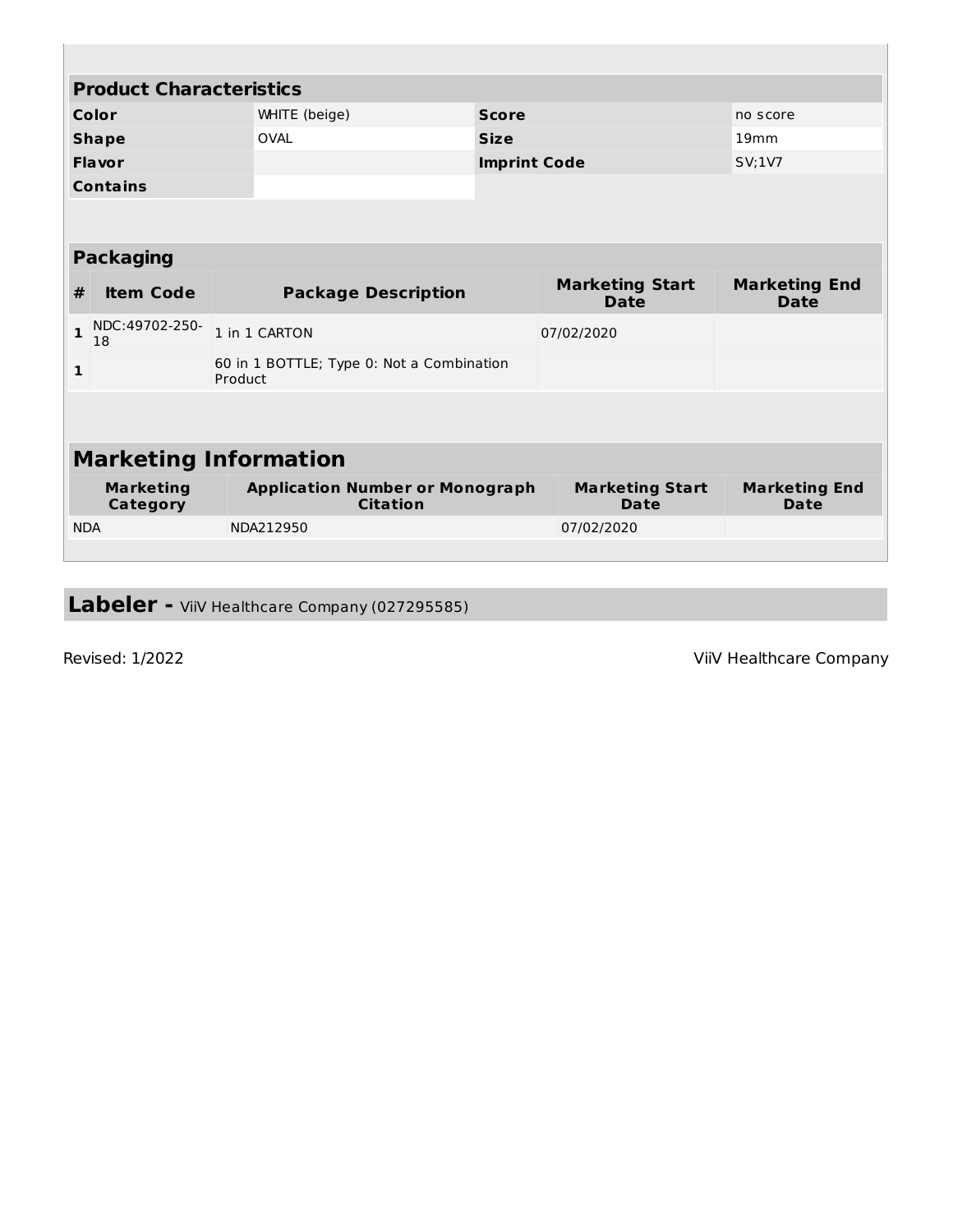## Product Characteristics

| | | | |
|---|---|---|---|
| **Color** | WHITE (beige) | **Score** | no score |
| **Shape** | OVAL | **Size** | 19mm |
| **Flavor** | | **Imprint Code** | SV;1V7 |
| **Contains** | | | |

## Packaging

| # | Item Code | Package Description | Marketing Start Date | Marketing End Date |
|---|---|---|---|---|
| 1 | NDC:49702-250-18 | 1 in 1 CARTON | 07/02/2020 | |
| 1 | | 60 in 1 BOTTLE; Type 0: Not a Combination Product | | |

## Marketing Information

| Marketing Category | Application Number or Monograph Citation | Marketing Start Date | Marketing End Date |
|---|---|---|---|
| NDA | NDA212950 | 07/02/2020 | |

**Labeler -** ViiV Healthcare Company (027295585)

Revised: 1/2022

ViiV Healthcare Company